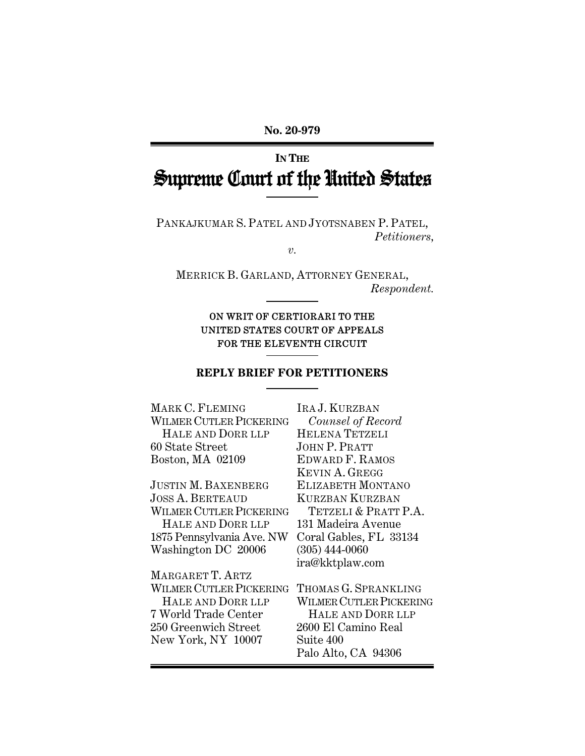**No. 20-979**

IN THE

# Supreme Court of the United States

PANKAJKUMAR S. PATEL AND JYOTSNABEN P. PATEL,
*Petitioners,*

*v.*

MERRICK B. GARLAND, ATTORNEY GENERAL,
*Respondent.*

ON WRIT OF CERTIORARI TO THE
UNITED STATES COURT OF APPEALS
FOR THE ELEVENTH CIRCUIT

**REPLY BRIEF FOR PETITIONERS**

MARK C. FLEMING
WILMER CUTLER PICKERING
HALE AND DORR LLP
60 State Street
Boston, MA 02109

JUSTIN M. BAXENBERG
JOSS A. BERTEAUD
WILMER CUTLER PICKERING
HALE AND DORR LLP
1875 Pennsylvania Ave. NW
Washington DC 20006

MARGARET T. ARTZ
WILMER CUTLER PICKERING
HALE AND DORR LLP
7 World Trade Center
250 Greenwich Street
New York, NY 10007

IRA J. KURZBAN
*Counsel of Record*
HELENA TETZELI
JOHN P. PRATT
EDWARD F. RAMOS
KEVIN A. GREGG
ELIZABETH MONTANO
KURZBAN KURZBAN
TETZELI & PRATT P.A.
131 Madeira Avenue
Coral Gables, FL 33134
(305) 444-0060
ira@kktplaw.com

THOMAS G. SPRANKLING
WILMER CUTLER PICKERING
HALE AND DORR LLP
2600 El Camino Real
Suite 400
Palo Alto, CA 94306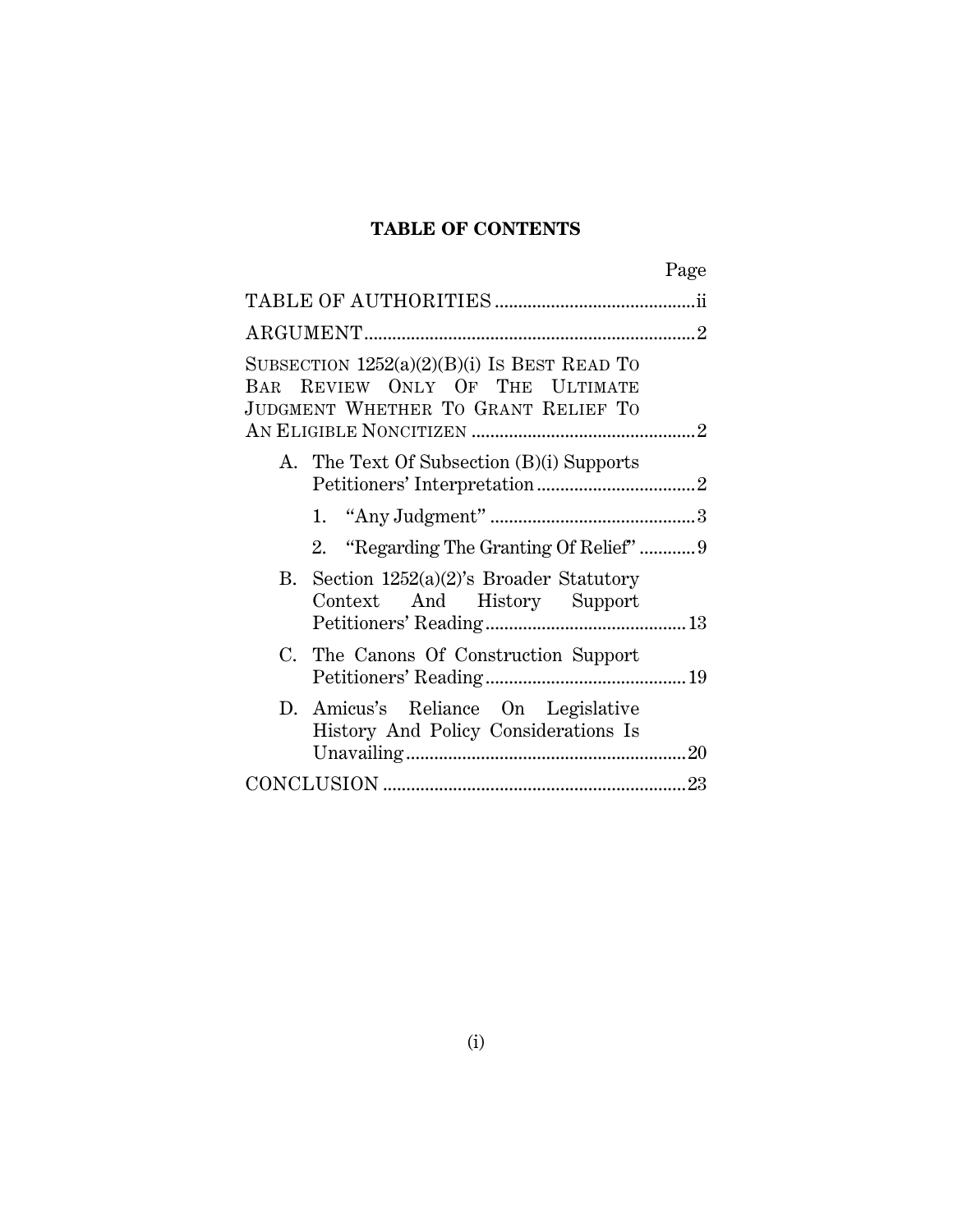**TABLE OF CONTENTS**

| | Page |
|---|---|
| TABLE OF AUTHORITIES | ii |
| ARGUMENT | 2 |
| SUBSECTION 1252(a)(2)(B)(i) IS BEST READ TO BAR REVIEW ONLY OF THE ULTIMATE JUDGMENT WHETHER TO GRANT RELIEF TO AN ELIGIBLE NONCITIZEN | 2 |
| A. The Text Of Subsection (B)(i) Supports Petitioners' Interpretation | 2 |
| 1. "Any Judgment" | 3 |
| 2. "Regarding The Granting Of Relief" | 9 |
| B. Section 1252(a)(2)'s Broader Statutory Context And History Support Petitioners' Reading | 13 |
| C. The Canons Of Construction Support Petitioners' Reading | 19 |
| D. Amicus's Reliance On Legislative History And Policy Considerations Is Unavailing | 20 |
| CONCLUSION | 23 |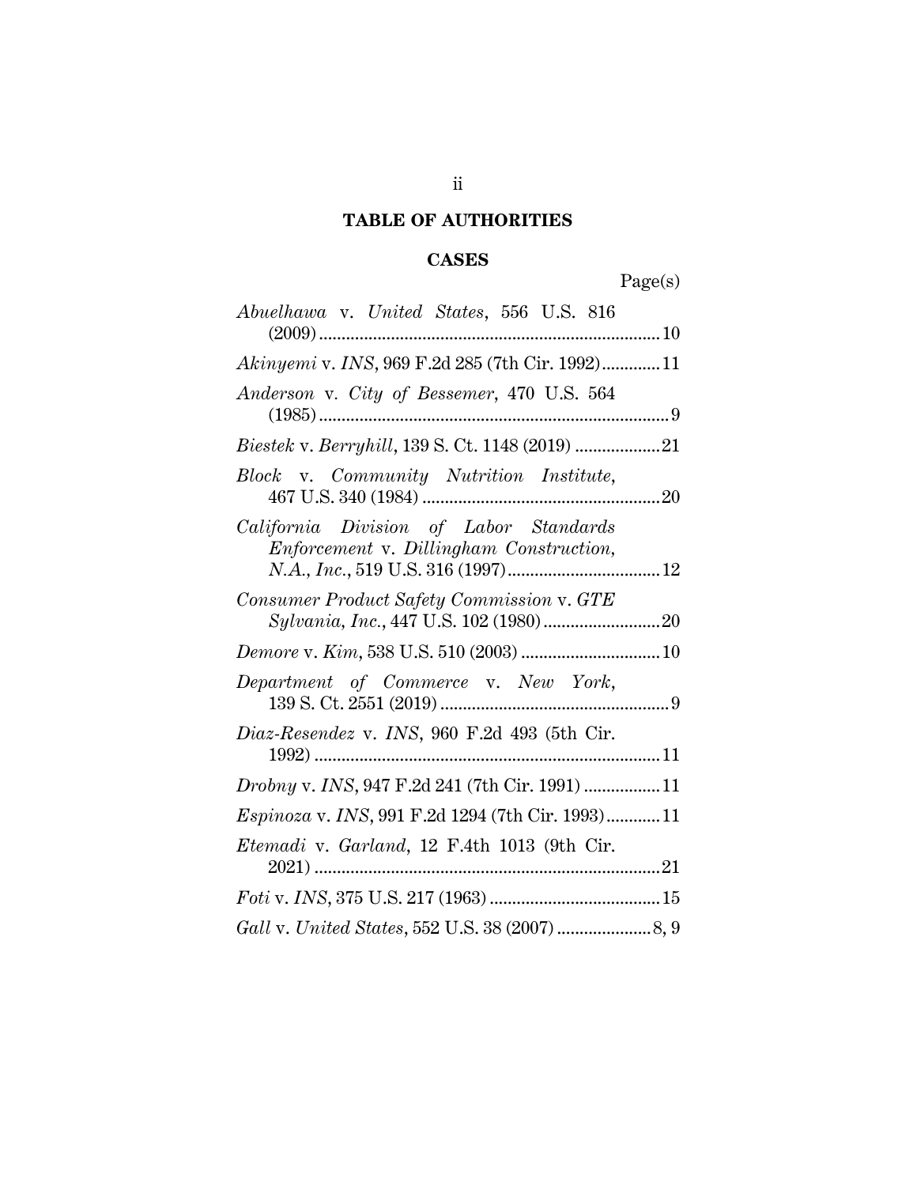## TABLE OF AUTHORITIES

### CASES

Page(s)

*Abuelhawa* v. *United States*, 556 U.S. 816 (2009) ........................................ 10

*Akinyemi* v. *INS*, 969 F.2d 285 (7th Cir. 1992) ............ 11

*Anderson* v. *City of Bessemer*, 470 U.S. 564 (1985) ........................................ 9

*Biestek* v. *Berryhill*, 139 S. Ct. 1148 (2019) .................. 21

*Block* v. *Community Nutrition Institute*, 467 U.S. 340 (1984) ........................................ 20

*California Division of Labor Standards Enforcement* v. *Dillingham Construction, N.A., Inc.*, 519 U.S. 316 (1997) ........................................ 12

*Consumer Product Safety Commission* v. *GTE Sylvania, Inc.*, 447 U.S. 102 (1980) .......................... 20

*Demore* v. *Kim*, 538 U.S. 510 (2003) .............................. 10

*Department of Commerce* v. *New York*, 139 S. Ct. 2551 (2019) ........................................ 9

*Diaz-Resendez* v. *INS*, 960 F.2d 493 (5th Cir. 1992) ........................................ 11

*Drobny* v. *INS*, 947 F.2d 241 (7th Cir. 1991) ................ 11

*Espinoza* v. *INS*, 991 F.2d 1294 (7th Cir. 1993) ............ 11

*Etemadi* v. *Garland*, 12 F.4th 1013 (9th Cir. 2021) ........................................ 21

*Foti* v. *INS*, 375 U.S. 217 (1963) ...................................... 15

*Gall* v. *United States*, 552 U.S. 38 (2007) .................... 8, 9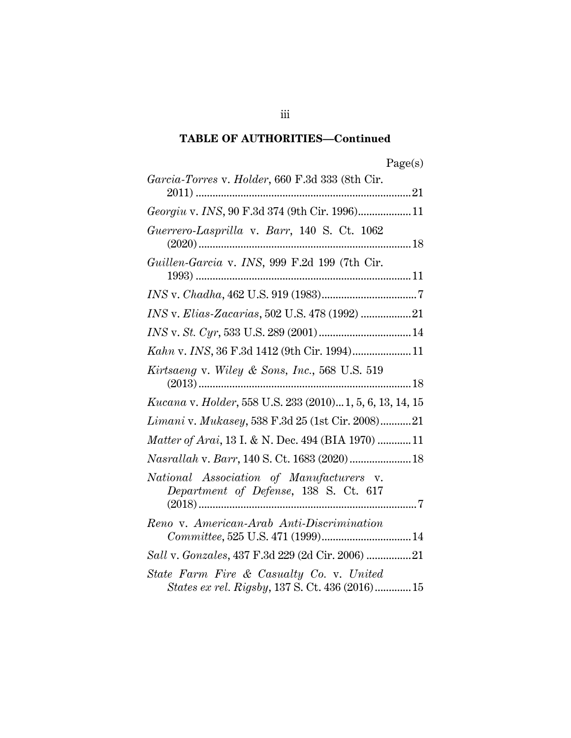## TABLE OF AUTHORITIES—Continued

Page(s)

*Garcia-Torres* v. *Holder*, 660 F.3d 333 (8th Cir. 2011) .......... 21

*Georgiu* v. *INS*, 90 F.3d 374 (9th Cir. 1996) .......... 11

*Guerrero-Lasprilla* v. *Barr*, 140 S. Ct. 1062 (2020) .......... 18

*Guillen-Garcia* v. *INS*, 999 F.2d 199 (7th Cir. 1993) .......... 11

*INS* v. *Chadha*, 462 U.S. 919 (1983) .......... 7

*INS* v. *Elias-Zacarias*, 502 U.S. 478 (1992) .......... 21

*INS* v. *St. Cyr*, 533 U.S. 289 (2001) .......... 14

*Kahn* v. *INS*, 36 F.3d 1412 (9th Cir. 1994) .......... 11

*Kirtsaeng* v. *Wiley & Sons, Inc.*, 568 U.S. 519 (2013) .......... 18

*Kucana* v. *Holder*, 558 U.S. 233 (2010)... 1, 5, 6, 13, 14, 15

*Limani* v. *Mukasey*, 538 F.3d 25 (1st Cir. 2008) .......... 21

*Matter of Arai*, 13 I. & N. Dec. 494 (BIA 1970) .......... 11

*Nasrallah* v. *Barr*, 140 S. Ct. 1683 (2020) .......... 18

*National Association of Manufacturers* v. *Department of Defense*, 138 S. Ct. 617 (2018) .......... 7

*Reno* v. *American-Arab Anti-Discrimination Committee*, 525 U.S. 471 (1999) .......... 14

*Sall* v. *Gonzales*, 437 F.3d 229 (2d Cir. 2006) .......... 21

*State Farm Fire & Casualty Co.* v. *United States ex rel. Rigsby*, 137 S. Ct. 436 (2016) .......... 15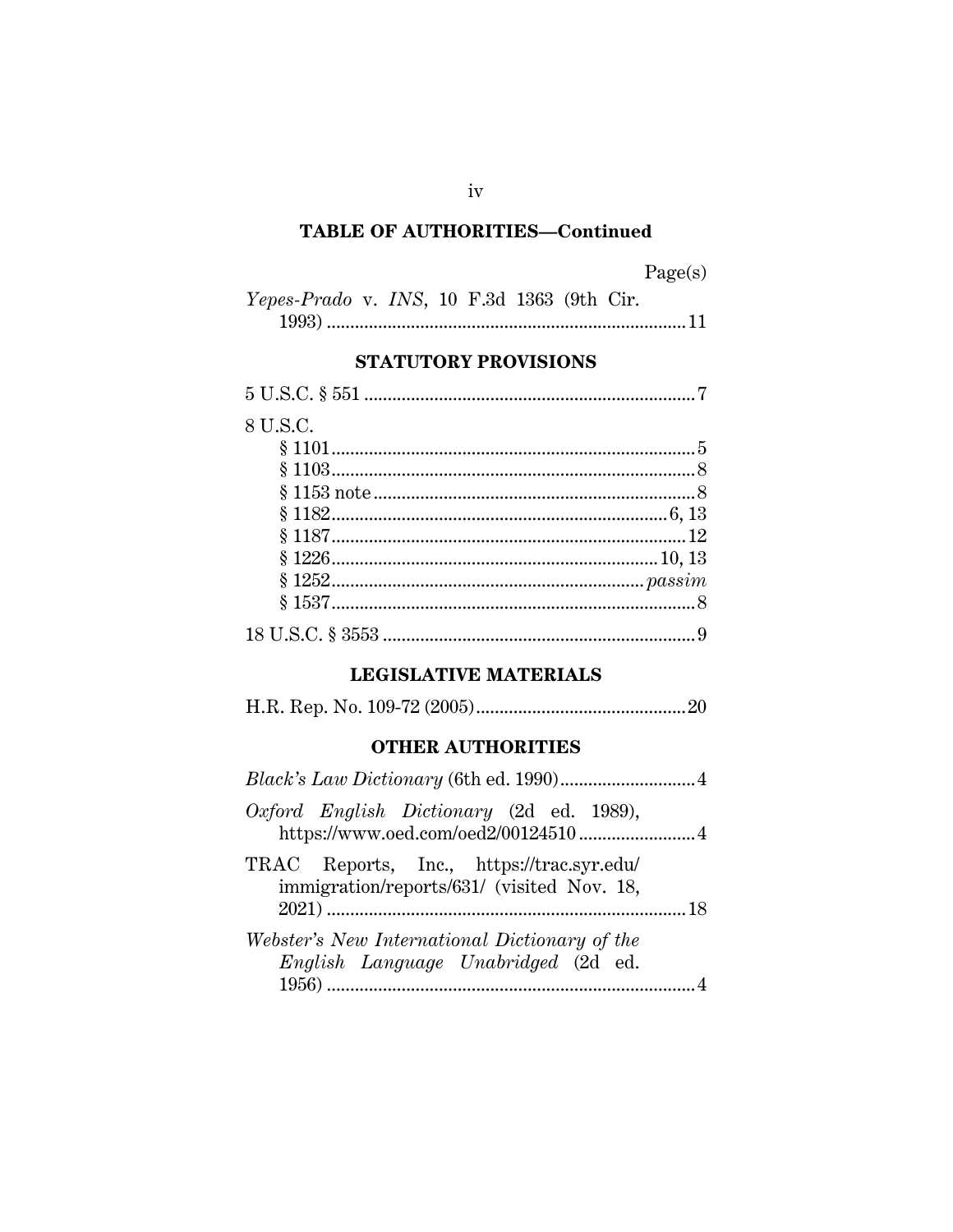## TABLE OF AUTHORITIES—Continued

Page(s)

*Yepes-Prado* v. *INS*, 10 F.3d 1363 (9th Cir. 1993) .......... 11

### STATUTORY PROVISIONS

5 U.S.C. § 551 .......... 7

8 U.S.C.
- § 1101 .......... 5
- § 1103 .......... 8
- § 1153 note .......... 8
- § 1182 .......... 6, 13
- § 1187 .......... 12
- § 1226 .......... 10, 13
- § 1252 .......... *passim*
- § 1537 .......... 8

18 U.S.C. § 3553 .......... 9

### LEGISLATIVE MATERIALS

H.R. Rep. No. 109-72 (2005) .......... 20

### OTHER AUTHORITIES

*Black's Law Dictionary* (6th ed. 1990) .......... 4

*Oxford English Dictionary* (2d ed. 1989), https://www.oed.com/oed2/00124510 .......... 4

TRAC Reports, Inc., https://trac.syr.edu/immigration/reports/631/ (visited Nov. 18, 2021) .......... 18

*Webster's New International Dictionary of the English Language Unabridged* (2d ed. 1956) .......... 4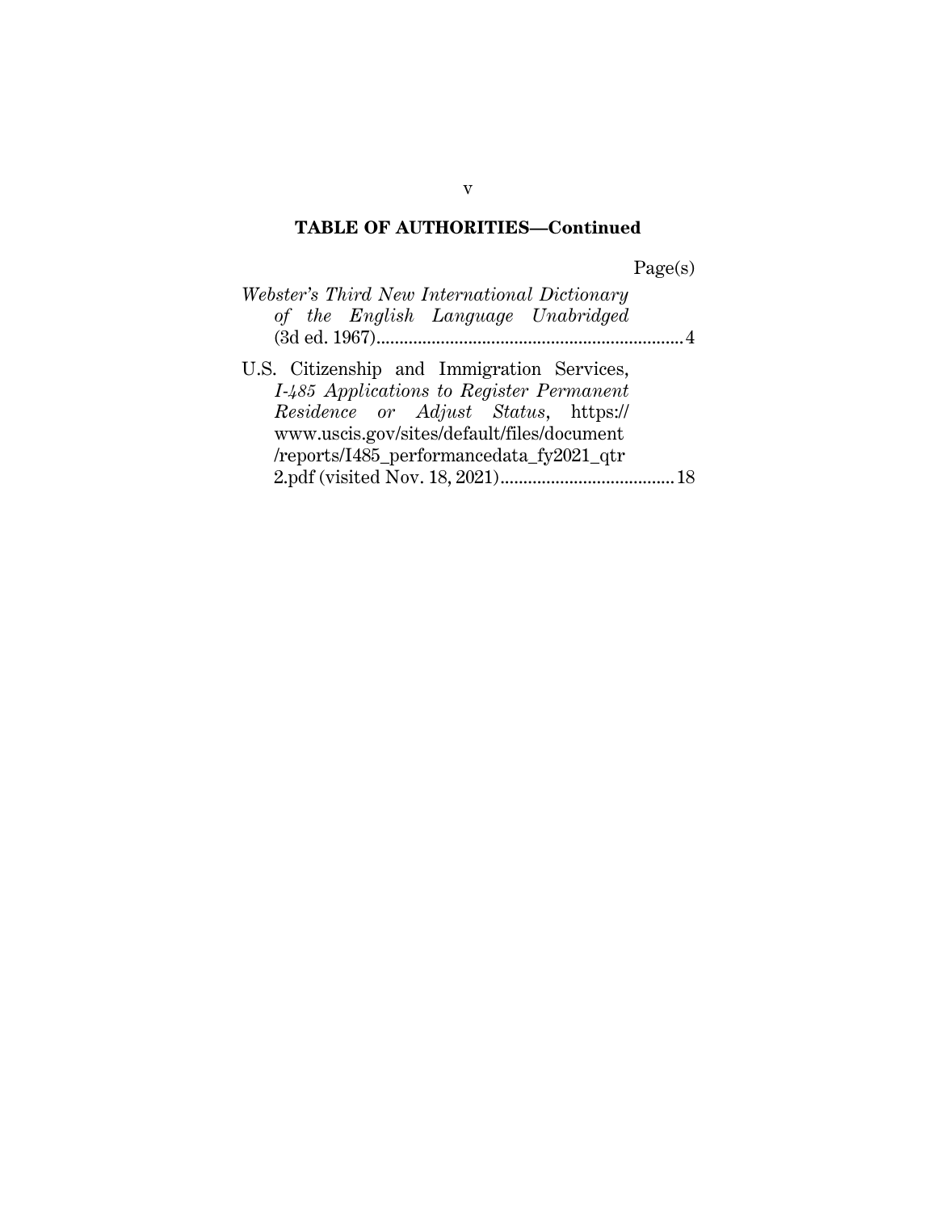## TABLE OF AUTHORITIES—Continued

Page(s)

*Webster's Third New International Dictionary of the English Language Unabridged* (3d ed. 1967).................................................................. 4

U.S. Citizenship and Immigration Services, *I-485 Applications to Register Permanent Residence or Adjust Status*, https://www.uscis.gov/sites/default/files/document/reports/I485_performancedata_fy2021_qtr2.pdf (visited Nov. 18, 2021)..................................... 18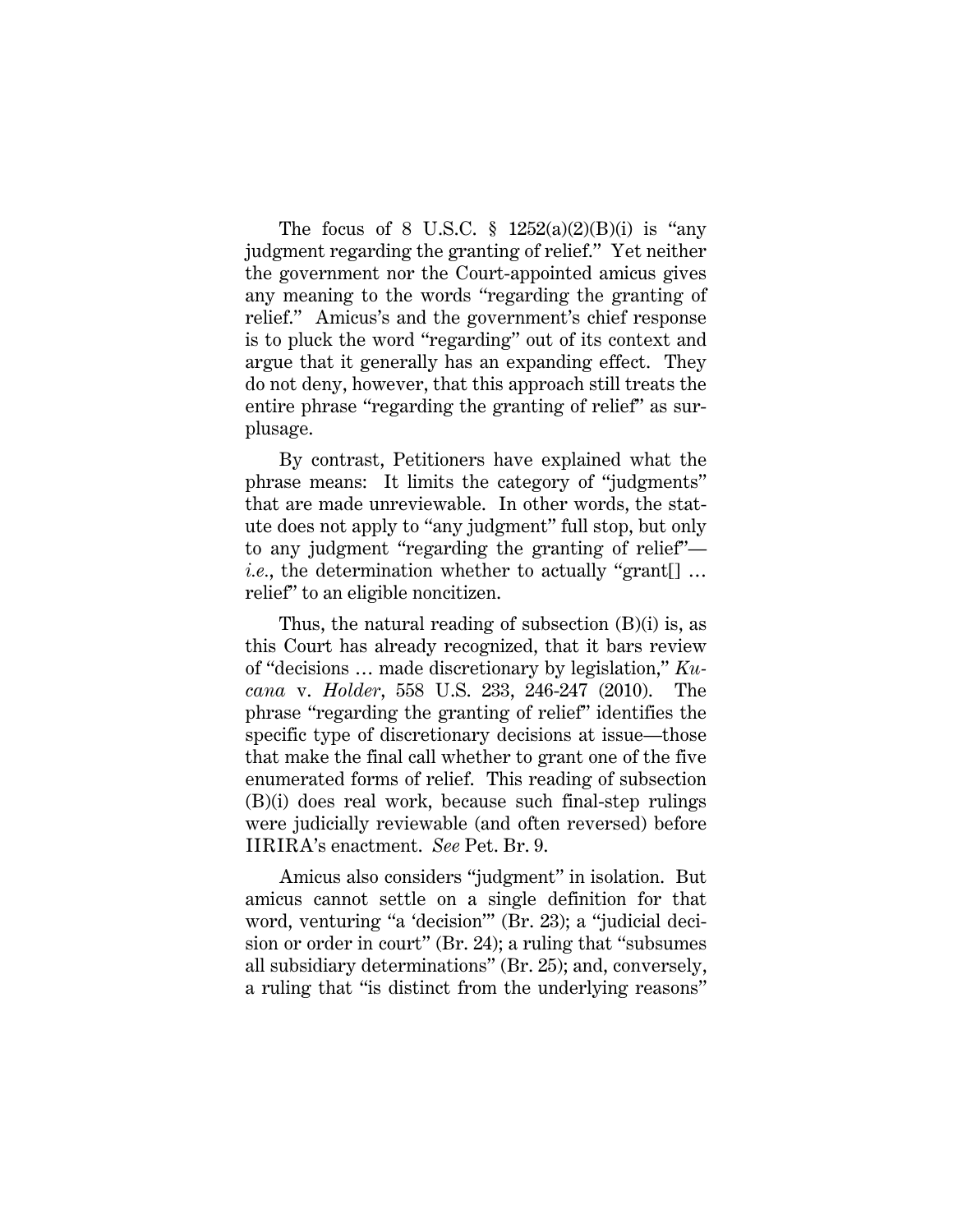The focus of 8 U.S.C. § 1252(a)(2)(B)(i) is "any judgment regarding the granting of relief." Yet neither the government nor the Court-appointed amicus gives any meaning to the words "regarding the granting of relief." Amicus's and the government's chief response is to pluck the word "regarding" out of its context and argue that it generally has an expanding effect. They do not deny, however, that this approach still treats the entire phrase "regarding the granting of relief" as surplusage.

By contrast, Petitioners have explained what the phrase means: It limits the category of "judgments" that are made unreviewable. In other words, the statute does not apply to "any judgment" full stop, but only to any judgment "regarding the granting of relief"—*i.e.*, the determination whether to actually "grant[] … relief" to an eligible noncitizen.

Thus, the natural reading of subsection (B)(i) is, as this Court has already recognized, that it bars review of "decisions … made discretionary by legislation," *Kucana* v. *Holder*, 558 U.S. 233, 246-247 (2010). The phrase "regarding the granting of relief" identifies the specific type of discretionary decisions at issue—those that make the final call whether to grant one of the five enumerated forms of relief. This reading of subsection (B)(i) does real work, because such final-step rulings were judicially reviewable (and often reversed) before IIRIRA's enactment. *See* Pet. Br. 9.

Amicus also considers "judgment" in isolation. But amicus cannot settle on a single definition for that word, venturing "a 'decision'" (Br. 23); a "judicial decision or order in court" (Br. 24); a ruling that "subsumes all subsidiary determinations" (Br. 25); and, conversely, a ruling that "is distinct from the underlying reasons"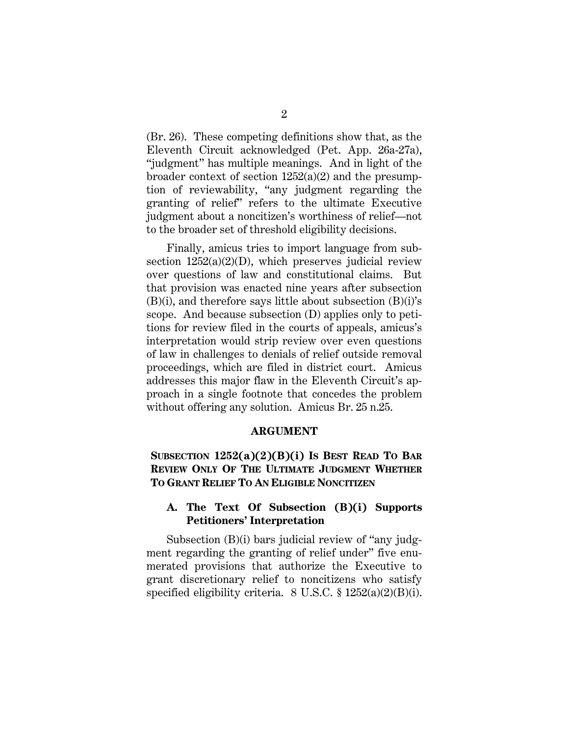(Br. 26). These competing definitions show that, as the Eleventh Circuit acknowledged (Pet. App. 26a-27a), "judgment" has multiple meanings. And in light of the broader context of section 1252(a)(2) and the presumption of reviewability, "any judgment regarding the granting of relief" refers to the ultimate Executive judgment about a noncitizen's worthiness of relief—not to the broader set of threshold eligibility decisions.

Finally, amicus tries to import language from subsection 1252(a)(2)(D), which preserves judicial review over questions of law and constitutional claims. But that provision was enacted nine years after subsection (B)(i), and therefore says little about subsection (B)(i)'s scope. And because subsection (D) applies only to petitions for review filed in the courts of appeals, amicus's interpretation would strip review over even questions of law in challenges to denials of relief outside removal proceedings, which are filed in district court. Amicus addresses this major flaw in the Eleventh Circuit's approach in a single footnote that concedes the problem without offering any solution. Amicus Br. 25 n.25.

## ARGUMENT

### SUBSECTION 1252(a)(2)(B)(i) IS BEST READ TO BAR REVIEW ONLY OF THE ULTIMATE JUDGMENT WHETHER TO GRANT RELIEF TO AN ELIGIBLE NONCITIZEN

#### A. The Text Of Subsection (B)(i) Supports Petitioners' Interpretation

Subsection (B)(i) bars judicial review of "any judgment regarding the granting of relief under" five enumerated provisions that authorize the Executive to grant discretionary relief to noncitizens who satisfy specified eligibility criteria. 8 U.S.C. § 1252(a)(2)(B)(i).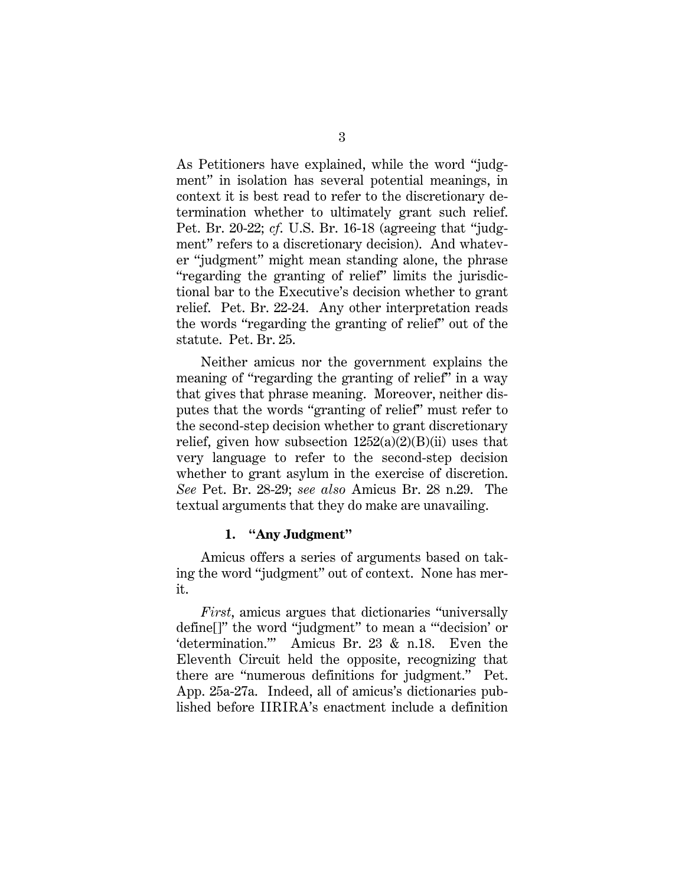As Petitioners have explained, while the word "judgment" in isolation has several potential meanings, in context it is best read to refer to the discretionary determination whether to ultimately grant such relief. Pet. Br. 20-22; *cf*. U.S. Br. 16-18 (agreeing that "judgment" refers to a discretionary decision). And whatever "judgment" might mean standing alone, the phrase "regarding the granting of relief" limits the jurisdictional bar to the Executive's decision whether to grant relief. Pet. Br. 22-24. Any other interpretation reads the words "regarding the granting of relief" out of the statute. Pet. Br. 25.

Neither amicus nor the government explains the meaning of "regarding the granting of relief" in a way that gives that phrase meaning. Moreover, neither disputes that the words "granting of relief" must refer to the second-step decision whether to grant discretionary relief, given how subsection 1252(a)(2)(B)(ii) uses that very language to refer to the second-step decision whether to grant asylum in the exercise of discretion. *See* Pet. Br. 28-29; *see also* Amicus Br. 28 n.29. The textual arguments that they do make are unavailing.

### 1. "Any Judgment"

Amicus offers a series of arguments based on taking the word "judgment" out of context. None has merit.

*First*, amicus argues that dictionaries "universally define[]" the word "judgment" to mean a "'decision' or 'determination.'" Amicus Br. 23 & n.18. Even the Eleventh Circuit held the opposite, recognizing that there are "numerous definitions for judgment." Pet. App. 25a-27a. Indeed, all of amicus's dictionaries published before IIRIRA's enactment include a definition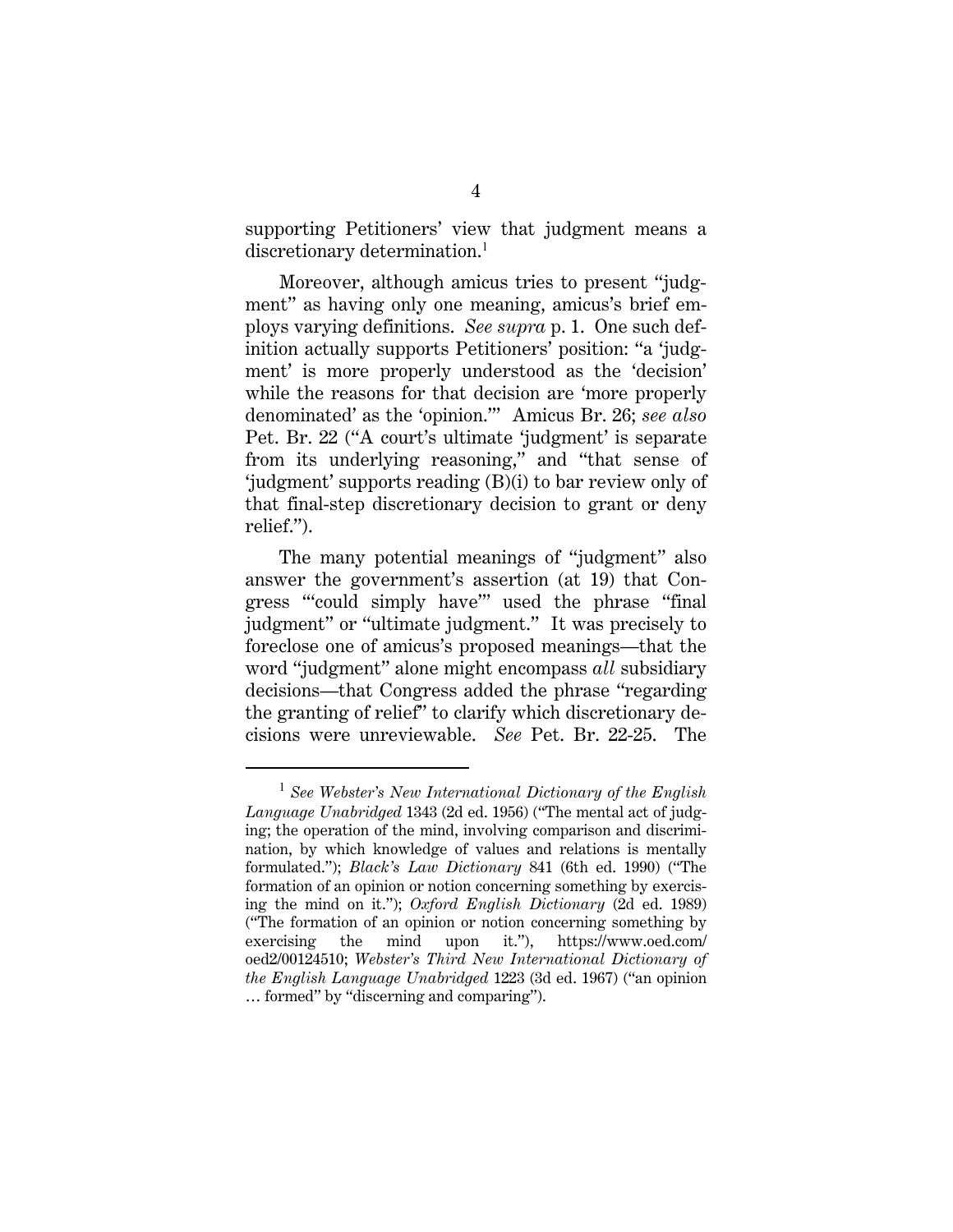supporting Petitioners' view that judgment means a discretionary determination.[1]

Moreover, although amicus tries to present "judgment" as having only one meaning, amicus's brief employs varying definitions. *See supra* p. 1. One such definition actually supports Petitioners' position: "a 'judgment' is more properly understood as the 'decision' while the reasons for that decision are 'more properly denominated' as the 'opinion.'" Amicus Br. 26; *see also* Pet. Br. 22 ("A court's ultimate 'judgment' is separate from its underlying reasoning," and "that sense of 'judgment' supports reading (B)(i) to bar review only of that final-step discretionary decision to grant or deny relief.").

The many potential meanings of "judgment" also answer the government's assertion (at 19) that Congress "'could simply have'" used the phrase "final judgment" or "ultimate judgment." It was precisely to foreclose one of amicus's proposed meanings—that the word "judgment" alone might encompass *all* subsidiary decisions—that Congress added the phrase "regarding the granting of relief" to clarify which discretionary decisions were unreviewable. *See* Pet. Br. 22-25. The

---

[1] *See Webster's New International Dictionary of the English Language Unabridged* 1343 (2d ed. 1956) ("The mental act of judging; the operation of the mind, involving comparison and discrimination, by which knowledge of values and relations is mentally formulated."); *Black's Law Dictionary* 841 (6th ed. 1990) ("The formation of an opinion or notion concerning something by exercising the mind on it."); *Oxford English Dictionary* (2d ed. 1989) ("The formation of an opinion or notion concerning something by exercising the mind upon it."), https://www.oed.com/oed2/00124510; *Webster's Third New International Dictionary of the English Language Unabridged* 1223 (3d ed. 1967) ("an opinion … formed" by "discerning and comparing").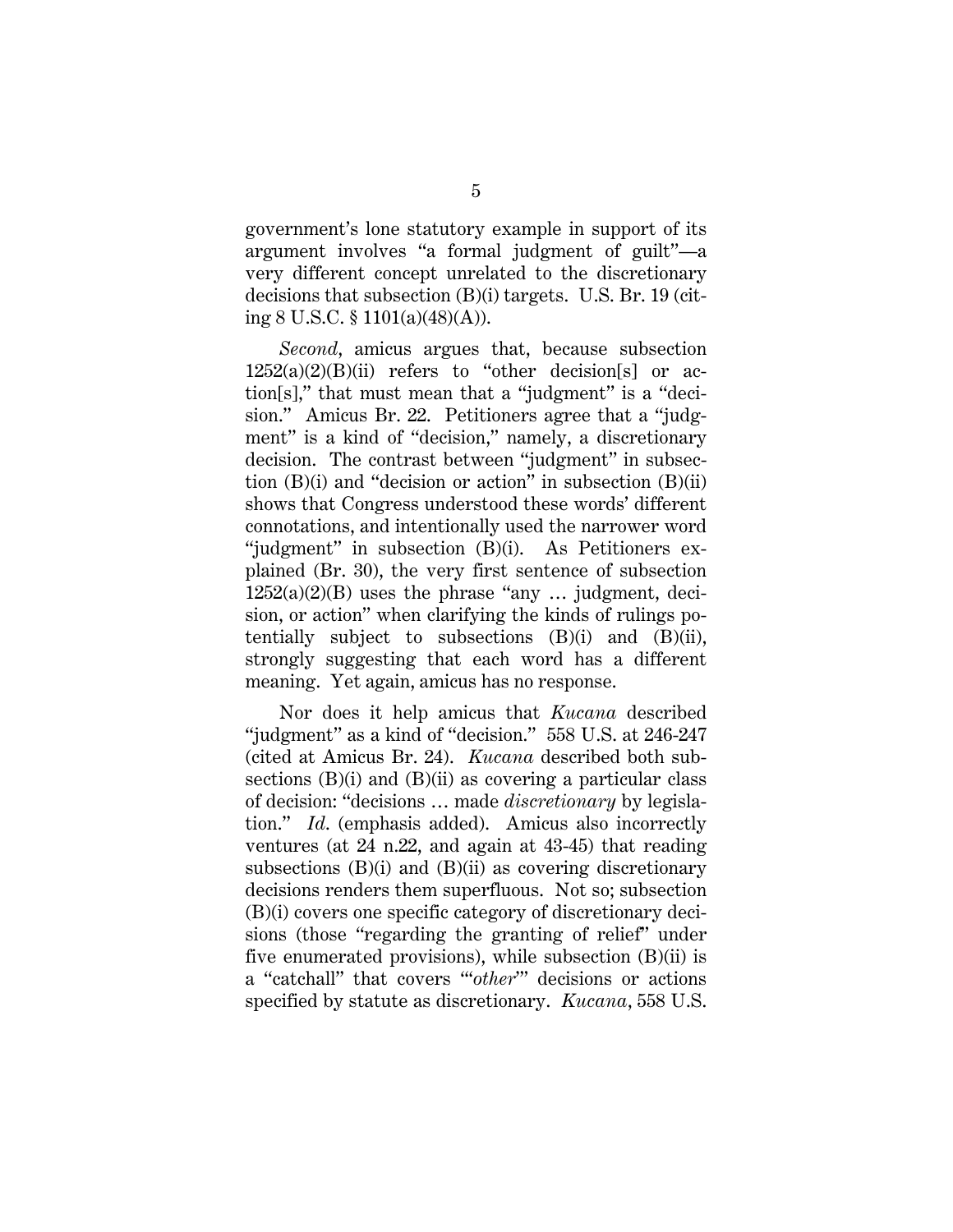government's lone statutory example in support of its argument involves "a formal judgment of guilt"—a very different concept unrelated to the discretionary decisions that subsection (B)(i) targets. U.S. Br. 19 (citing 8 U.S.C. § 1101(a)(48)(A)).

*Second*, amicus argues that, because subsection 1252(a)(2)(B)(ii) refers to "other decision[s] or action[s]," that must mean that a "judgment" is a "decision." Amicus Br. 22. Petitioners agree that a "judgment" is a kind of "decision," namely, a discretionary decision. The contrast between "judgment" in subsection (B)(i) and "decision or action" in subsection (B)(ii) shows that Congress understood these words' different connotations, and intentionally used the narrower word "judgment" in subsection (B)(i). As Petitioners explained (Br. 30), the very first sentence of subsection 1252(a)(2)(B) uses the phrase "any … judgment, decision, or action" when clarifying the kinds of rulings potentially subject to subsections (B)(i) and (B)(ii), strongly suggesting that each word has a different meaning. Yet again, amicus has no response.

Nor does it help amicus that *Kucana* described "judgment" as a kind of "decision." 558 U.S. at 246-247 (cited at Amicus Br. 24). *Kucana* described both subsections (B)(i) and (B)(ii) as covering a particular class of decision: "decisions … made *discretionary* by legislation." *Id.* (emphasis added). Amicus also incorrectly ventures (at 24 n.22, and again at 43-45) that reading subsections (B)(i) and (B)(ii) as covering discretionary decisions renders them superfluous. Not so; subsection (B)(i) covers one specific category of discretionary decisions (those "regarding the granting of relief" under five enumerated provisions), while subsection (B)(ii) is a "catchall" that covers "'*other*'" decisions or actions specified by statute as discretionary. *Kucana*, 558 U.S.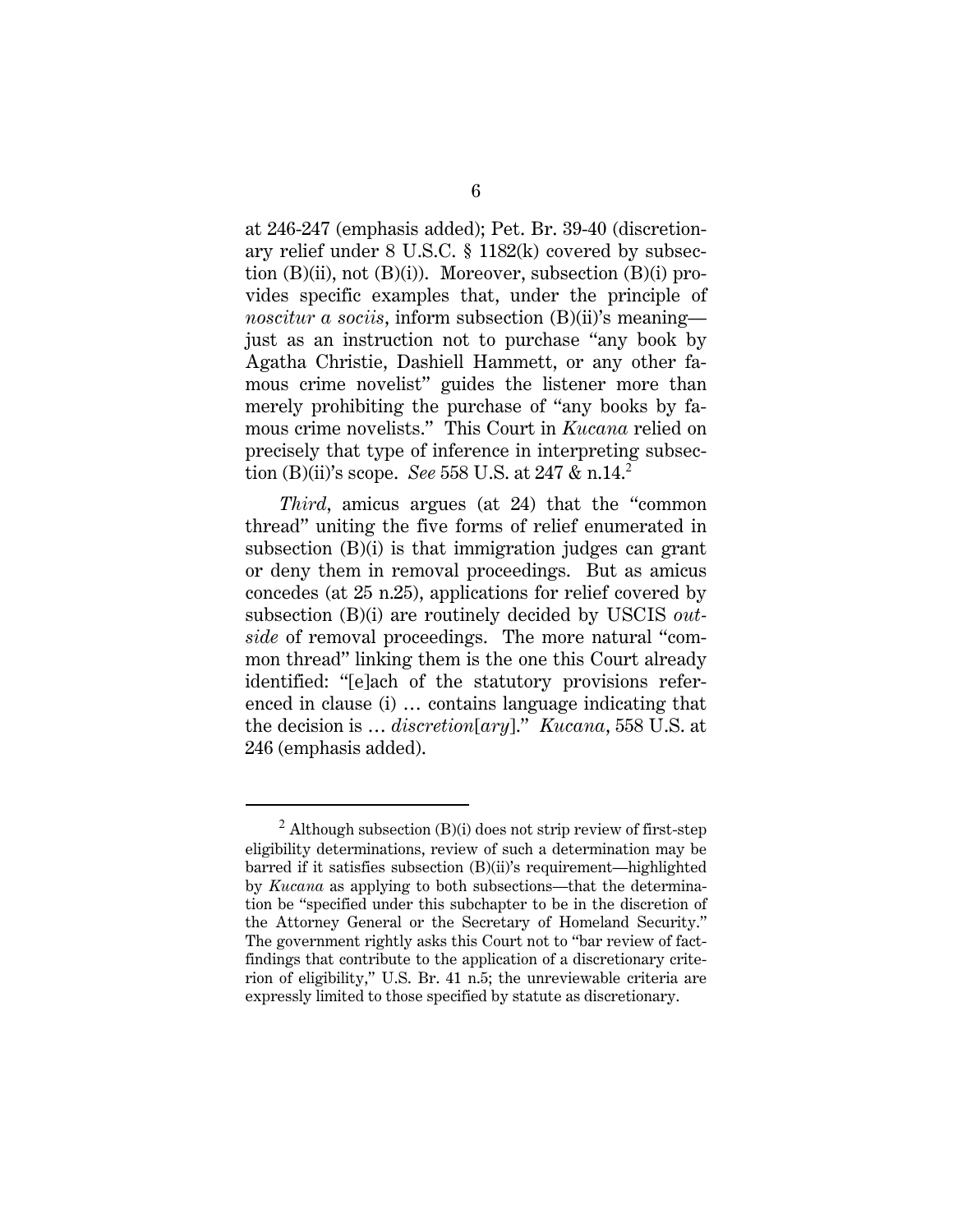at 246-247 (emphasis added); Pet. Br. 39-40 (discretionary relief under 8 U.S.C. § 1182(k) covered by subsection (B)(ii), not (B)(i)). Moreover, subsection (B)(i) provides specific examples that, under the principle of *noscitur a sociis*, inform subsection (B)(ii)'s meaning—just as an instruction not to purchase "any book by Agatha Christie, Dashiell Hammett, or any other famous crime novelist" guides the listener more than merely prohibiting the purchase of "any books by famous crime novelists." This Court in *Kucana* relied on precisely that type of inference in interpreting subsection (B)(ii)'s scope. *See* 558 U.S. at 247 & n.14.[2]

*Third*, amicus argues (at 24) that the "common thread" uniting the five forms of relief enumerated in subsection (B)(i) is that immigration judges can grant or deny them in removal proceedings. But as amicus concedes (at 25 n.25), applications for relief covered by subsection (B)(i) are routinely decided by USCIS *outside* of removal proceedings. The more natural "common thread" linking them is the one this Court already identified: "[e]ach of the statutory provisions referenced in clause (i) … contains language indicating that the decision is … *discretion*[*ary*]." *Kucana*, 558 U.S. at 246 (emphasis added).

---

[2] Although subsection (B)(i) does not strip review of first-step eligibility determinations, review of such a determination may be barred if it satisfies subsection (B)(ii)'s requirement—highlighted by *Kucana* as applying to both subsections—that the determination be "specified under this subchapter to be in the discretion of the Attorney General or the Secretary of Homeland Security." The government rightly asks this Court not to "bar review of fact-findings that contribute to the application of a discretionary criterion of eligibility," U.S. Br. 41 n.5; the unreviewable criteria are expressly limited to those specified by statute as discretionary.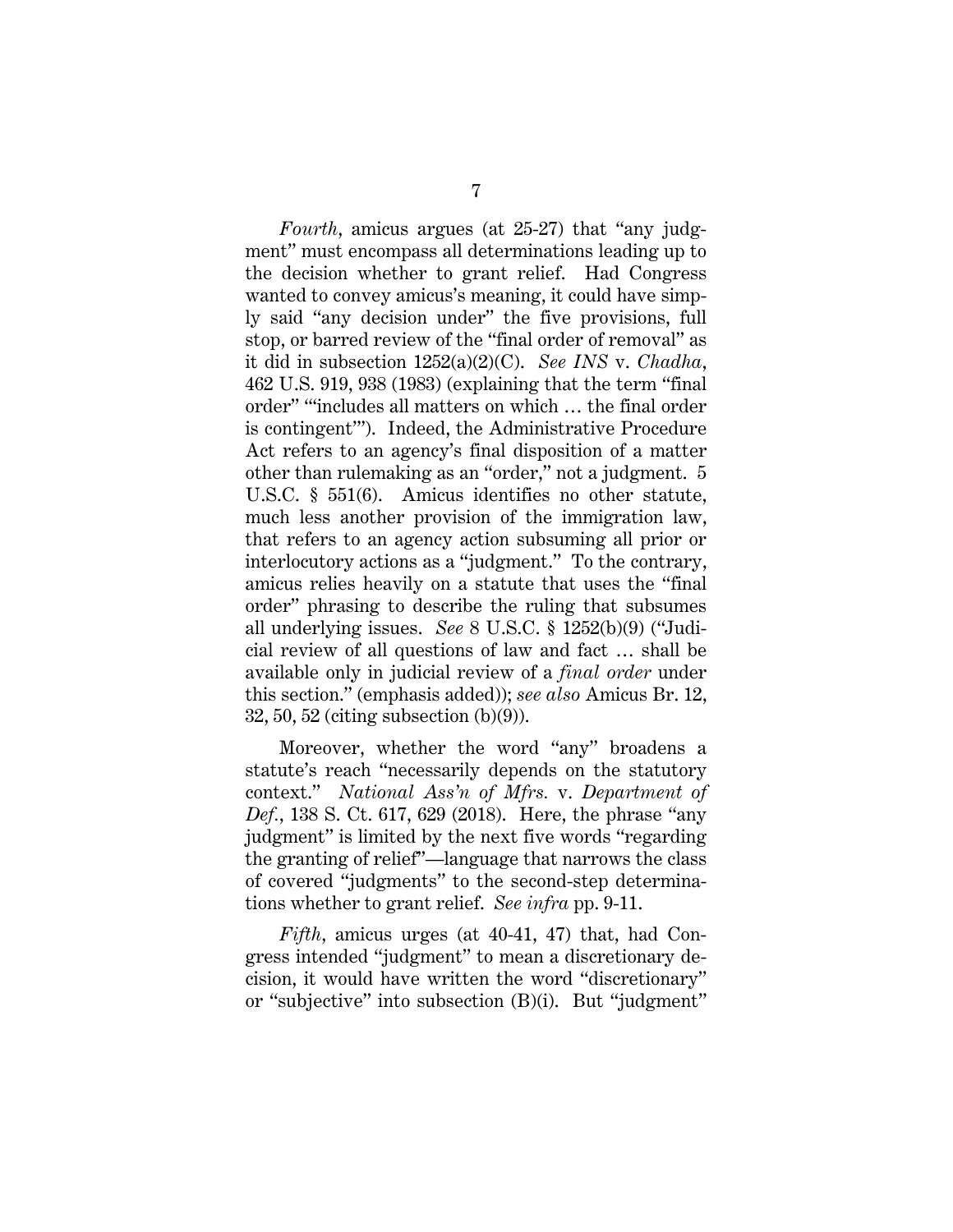*Fourth*, amicus argues (at 25-27) that "any judgment" must encompass all determinations leading up to the decision whether to grant relief. Had Congress wanted to convey amicus's meaning, it could have simply said "any decision under" the five provisions, full stop, or barred review of the "final order of removal" as it did in subsection 1252(a)(2)(C). *See INS* v. *Chadha*, 462 U.S. 919, 938 (1983) (explaining that the term "final order" "'includes all matters on which … the final order is contingent'"). Indeed, the Administrative Procedure Act refers to an agency's final disposition of a matter other than rulemaking as an "order," not a judgment. 5 U.S.C. § 551(6). Amicus identifies no other statute, much less another provision of the immigration law, that refers to an agency action subsuming all prior or interlocutory actions as a "judgment." To the contrary, amicus relies heavily on a statute that uses the "final order" phrasing to describe the ruling that subsumes all underlying issues. *See* 8 U.S.C. § 1252(b)(9) ("Judicial review of all questions of law and fact … shall be available only in judicial review of a *final order* under this section." (emphasis added)); *see also* Amicus Br. 12, 32, 50, 52 (citing subsection (b)(9)).

Moreover, whether the word "any" broadens a statute's reach "necessarily depends on the statutory context." *National Ass'n of Mfrs.* v. *Department of Def.*, 138 S. Ct. 617, 629 (2018). Here, the phrase "any judgment" is limited by the next five words "regarding the granting of relief"—language that narrows the class of covered "judgments" to the second-step determinations whether to grant relief. *See infra* pp. 9-11.

*Fifth*, amicus urges (at 40-41, 47) that, had Congress intended "judgment" to mean a discretionary decision, it would have written the word "discretionary" or "subjective" into subsection (B)(i). But "judgment"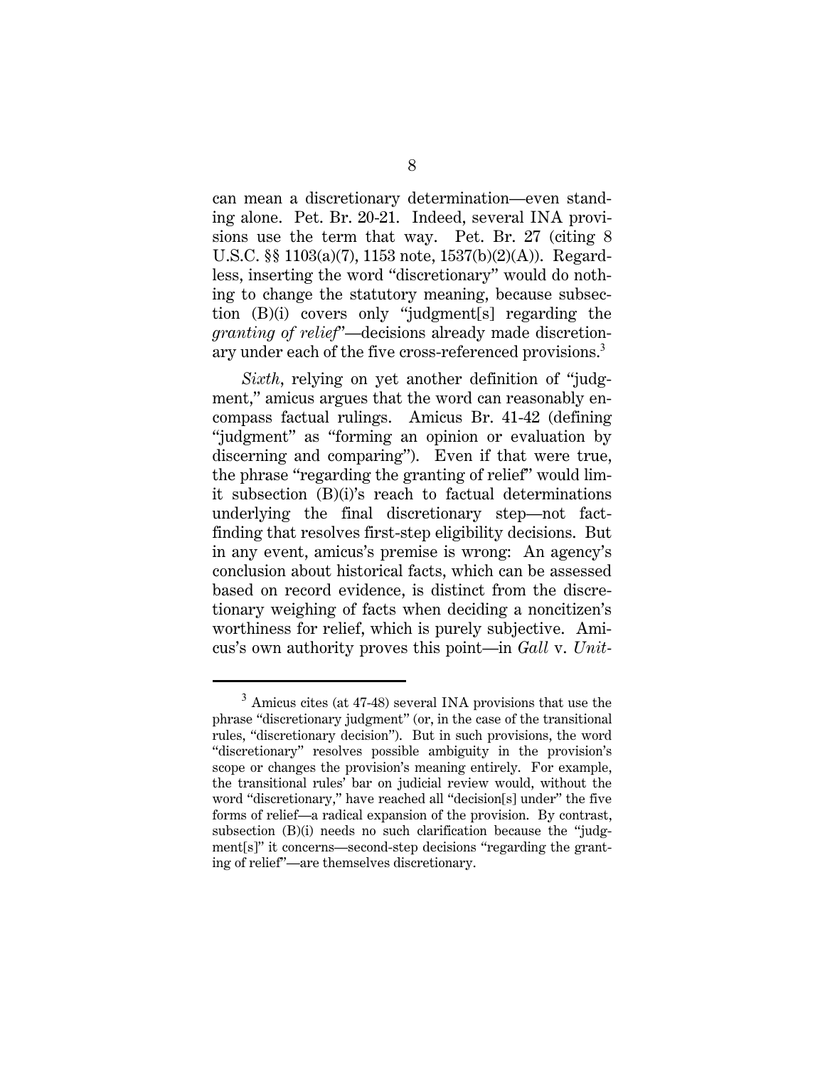can mean a discretionary determination—even standing alone. Pet. Br. 20-21. Indeed, several INA provisions use the term that way. Pet. Br. 27 (citing 8 U.S.C. §§ 1103(a)(7), 1153 note, 1537(b)(2)(A)). Regardless, inserting the word "discretionary" would do nothing to change the statutory meaning, because subsection (B)(i) covers only "judgment[s] regarding the *granting of relief*"—decisions already made discretionary under each of the five cross-referenced provisions.[3]

*Sixth*, relying on yet another definition of "judgment," amicus argues that the word can reasonably encompass factual rulings. Amicus Br. 41-42 (defining "judgment" as "forming an opinion or evaluation by discerning and comparing"). Even if that were true, the phrase "regarding the granting of relief" would limit subsection (B)(i)'s reach to factual determinations underlying the final discretionary step—not fact-finding that resolves first-step eligibility decisions. But in any event, amicus's premise is wrong: An agency's conclusion about historical facts, which can be assessed based on record evidence, is distinct from the discretionary weighing of facts when deciding a noncitizen's worthiness for relief, which is purely subjective. Amicus's own authority proves this point—in *Gall* v. *Unit-*

[3] Amicus cites (at 47-48) several INA provisions that use the phrase "discretionary judgment" (or, in the case of the transitional rules, "discretionary decision"). But in such provisions, the word "discretionary" resolves possible ambiguity in the provision's scope or changes the provision's meaning entirely. For example, the transitional rules' bar on judicial review would, without the word "discretionary," have reached all "decision[s] under" the five forms of relief—a radical expansion of the provision. By contrast, subsection (B)(i) needs no such clarification because the "judgment[s]" it concerns—second-step decisions "regarding the granting of relief"—are themselves discretionary.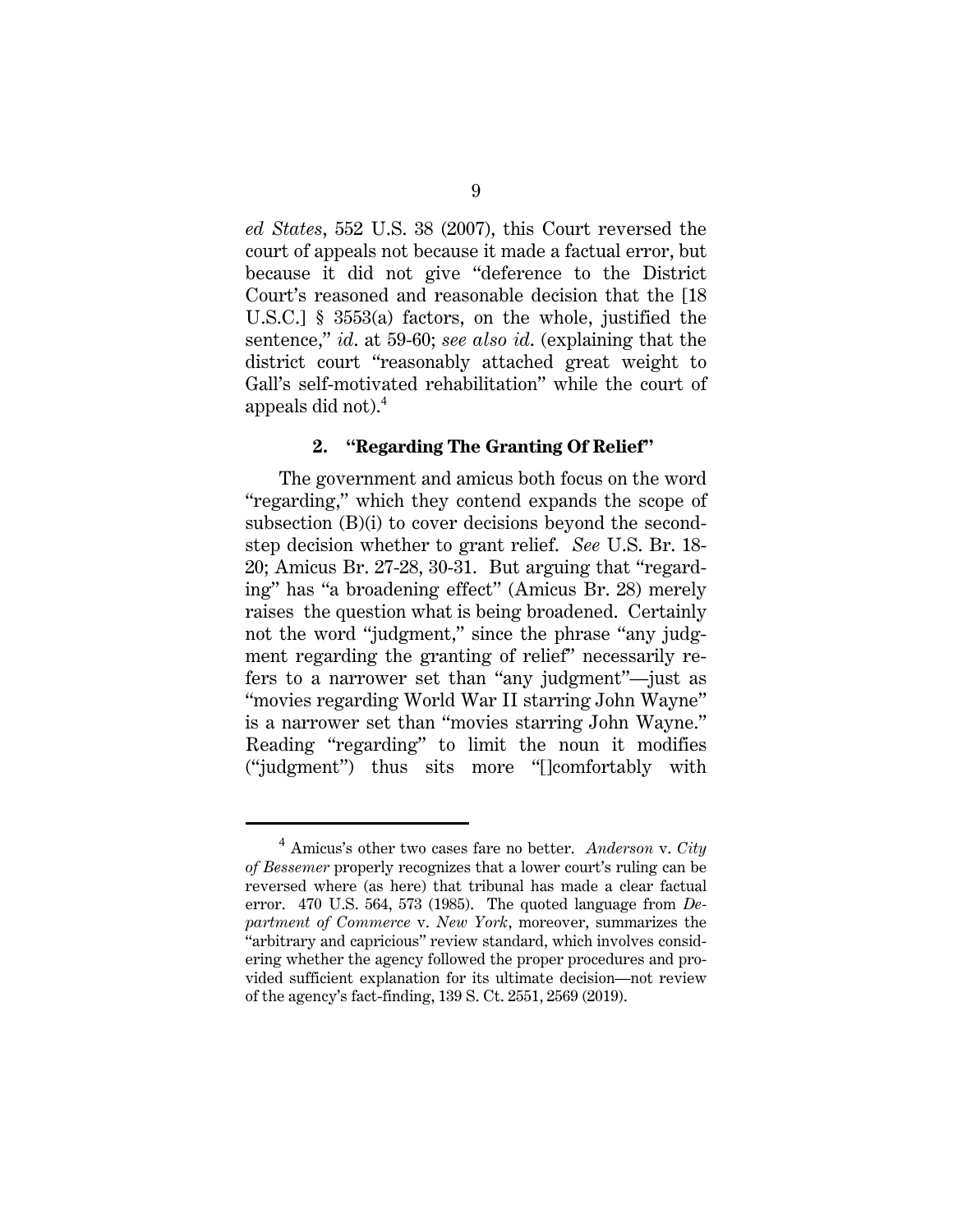*ed States*, 552 U.S. 38 (2007), this Court reversed the court of appeals not because it made a factual error, but because it did not give "deference to the District Court's reasoned and reasonable decision that the [18 U.S.C.] § 3553(a) factors, on the whole, justified the sentence," *id*. at 59-60; *see also id*. (explaining that the district court "reasonably attached great weight to Gall's self-motivated rehabilitation" while the court of appeals did not).[4]

### 2. "Regarding The Granting Of Relief"

The government and amicus both focus on the word "regarding," which they contend expands the scope of subsection (B)(i) to cover decisions beyond the second-step decision whether to grant relief. *See* U.S. Br. 18-20; Amicus Br. 27-28, 30-31. But arguing that "regarding" has "a broadening effect" (Amicus Br. 28) merely raises the question what is being broadened. Certainly not the word "judgment," since the phrase "any judgment regarding the granting of relief" necessarily refers to a narrower set than "any judgment"—just as "movies regarding World War II starring John Wayne" is a narrower set than "movies starring John Wayne." Reading "regarding" to limit the noun it modifies ("judgment") thus sits more "[]comfortably with

---

[4] Amicus's other two cases fare no better. *Anderson* v. *City of Bessemer* properly recognizes that a lower court's ruling can be reversed where (as here) that tribunal has made a clear factual error. 470 U.S. 564, 573 (1985). The quoted language from *Department of Commerce* v. *New York*, moreover, summarizes the "arbitrary and capricious" review standard, which involves considering whether the agency followed the proper procedures and provided sufficient explanation for its ultimate decision—not review of the agency's fact-finding, 139 S. Ct. 2551, 2569 (2019).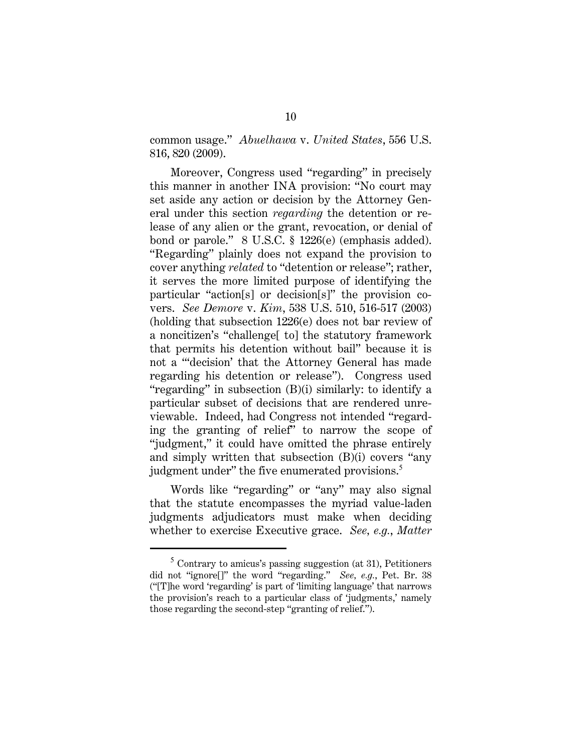common usage." *Abuelhawa* v. *United States*, 556 U.S. 816, 820 (2009).

Moreover, Congress used "regarding" in precisely this manner in another INA provision: "No court may set aside any action or decision by the Attorney General under this section *regarding* the detention or release of any alien or the grant, revocation, or denial of bond or parole." 8 U.S.C. § 1226(e) (emphasis added). "Regarding" plainly does not expand the provision to cover anything *related* to "detention or release"; rather, it serves the more limited purpose of identifying the particular "action[s] or decision[s]" the provision covers. *See Demore* v. *Kim*, 538 U.S. 510, 516-517 (2003) (holding that subsection 1226(e) does not bar review of a noncitizen's "challenge[ to] the statutory framework that permits his detention without bail" because it is not a "'decision' that the Attorney General has made regarding his detention or release"). Congress used "regarding" in subsection (B)(i) similarly: to identify a particular subset of decisions that are rendered unreviewable. Indeed, had Congress not intended "regarding the granting of relief" to narrow the scope of "judgment," it could have omitted the phrase entirely and simply written that subsection (B)(i) covers "any judgment under" the five enumerated provisions.[5]

Words like "regarding" or "any" may also signal that the statute encompasses the myriad value-laden judgments adjudicators must make when deciding whether to exercise Executive grace. *See, e.g.*, *Matter*

---

[5] Contrary to amicus's passing suggestion (at 31), Petitioners did not "ignore[]" the word "regarding." *See, e.g.*, Pet. Br. 38 ("[T]he word 'regarding' is part of 'limiting language' that narrows the provision's reach to a particular class of 'judgments,' namely those regarding the second-step "granting of relief.").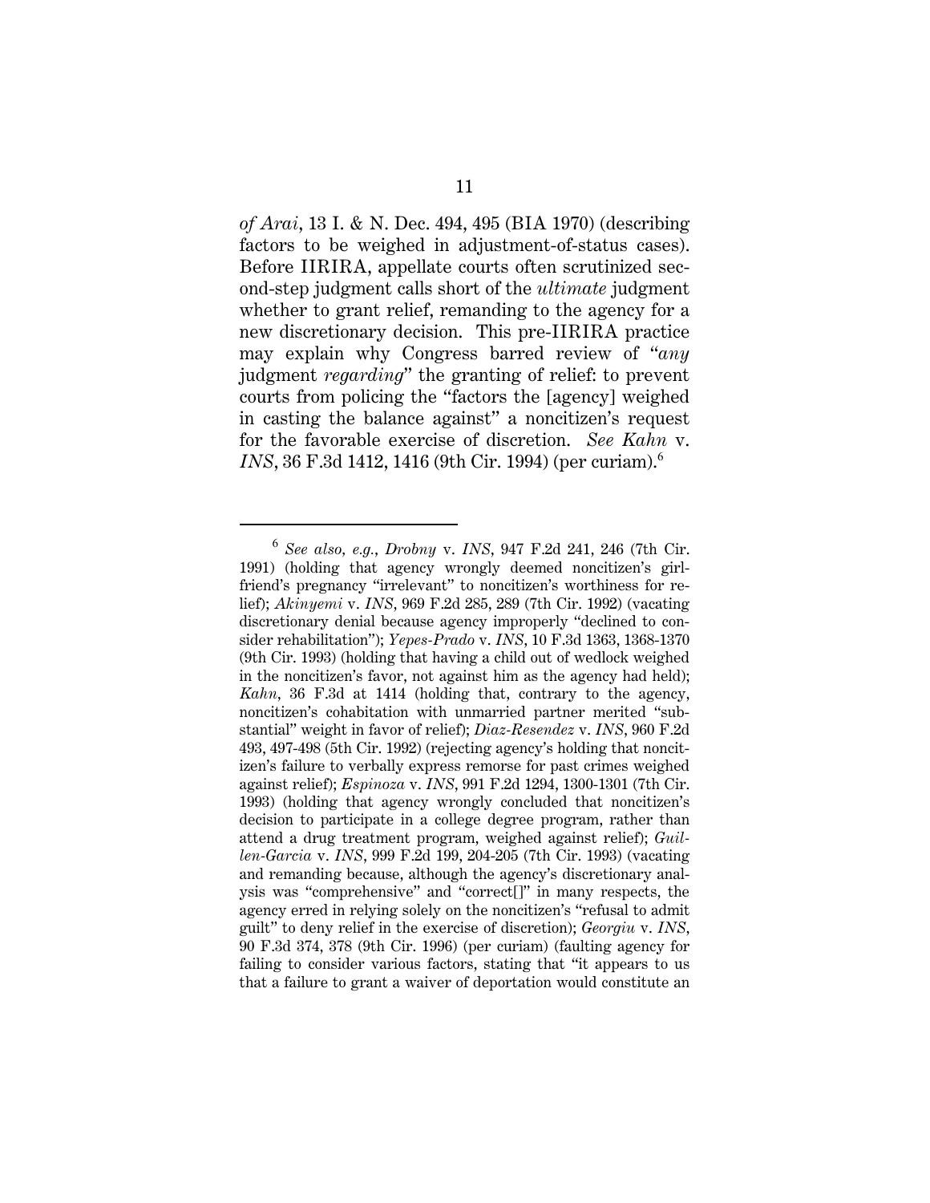*of Arai*, 13 I. & N. Dec. 494, 495 (BIA 1970) (describing factors to be weighed in adjustment-of-status cases). Before IIRIRA, appellate courts often scrutinized second-step judgment calls short of the *ultimate* judgment whether to grant relief, remanding to the agency for a new discretionary decision. This pre-IIRIRA practice may explain why Congress barred review of "*any* judgment *regarding*" the granting of relief: to prevent courts from policing the "factors the [agency] weighed in casting the balance against" a noncitizen's request for the favorable exercise of discretion. *See Kahn* v. *INS*, 36 F.3d 1412, 1416 (9th Cir. 1994) (per curiam).[6]

---

[6] *See also, e.g.*, *Drobny* v. *INS*, 947 F.2d 241, 246 (7th Cir. 1991) (holding that agency wrongly deemed noncitizen's girlfriend's pregnancy "irrelevant" to noncitizen's worthiness for relief); *Akinyemi* v. *INS*, 969 F.2d 285, 289 (7th Cir. 1992) (vacating discretionary denial because agency improperly "declined to consider rehabilitation"); *Yepes-Prado* v. *INS*, 10 F.3d 1363, 1368-1370 (9th Cir. 1993) (holding that having a child out of wedlock weighed in the noncitizen's favor, not against him as the agency had held); *Kahn*, 36 F.3d at 1414 (holding that, contrary to the agency, noncitizen's cohabitation with unmarried partner merited "substantial" weight in favor of relief); *Diaz-Resendez* v. *INS*, 960 F.2d 493, 497-498 (5th Cir. 1992) (rejecting agency's holding that noncitizen's failure to verbally express remorse for past crimes weighed against relief); *Espinoza* v. *INS*, 991 F.2d 1294, 1300-1301 (7th Cir. 1993) (holding that agency wrongly concluded that noncitizen's decision to participate in a college degree program, rather than attend a drug treatment program, weighed against relief); *Guillen-Garcia* v. *INS*, 999 F.2d 199, 204-205 (7th Cir. 1993) (vacating and remanding because, although the agency's discretionary analysis was "comprehensive" and "correct[]" in many respects, the agency erred in relying solely on the noncitizen's "refusal to admit guilt" to deny relief in the exercise of discretion); *Georgiu* v. *INS*, 90 F.3d 374, 378 (9th Cir. 1996) (per curiam) (faulting agency for failing to consider various factors, stating that "it appears to us that a failure to grant a waiver of deportation would constitute an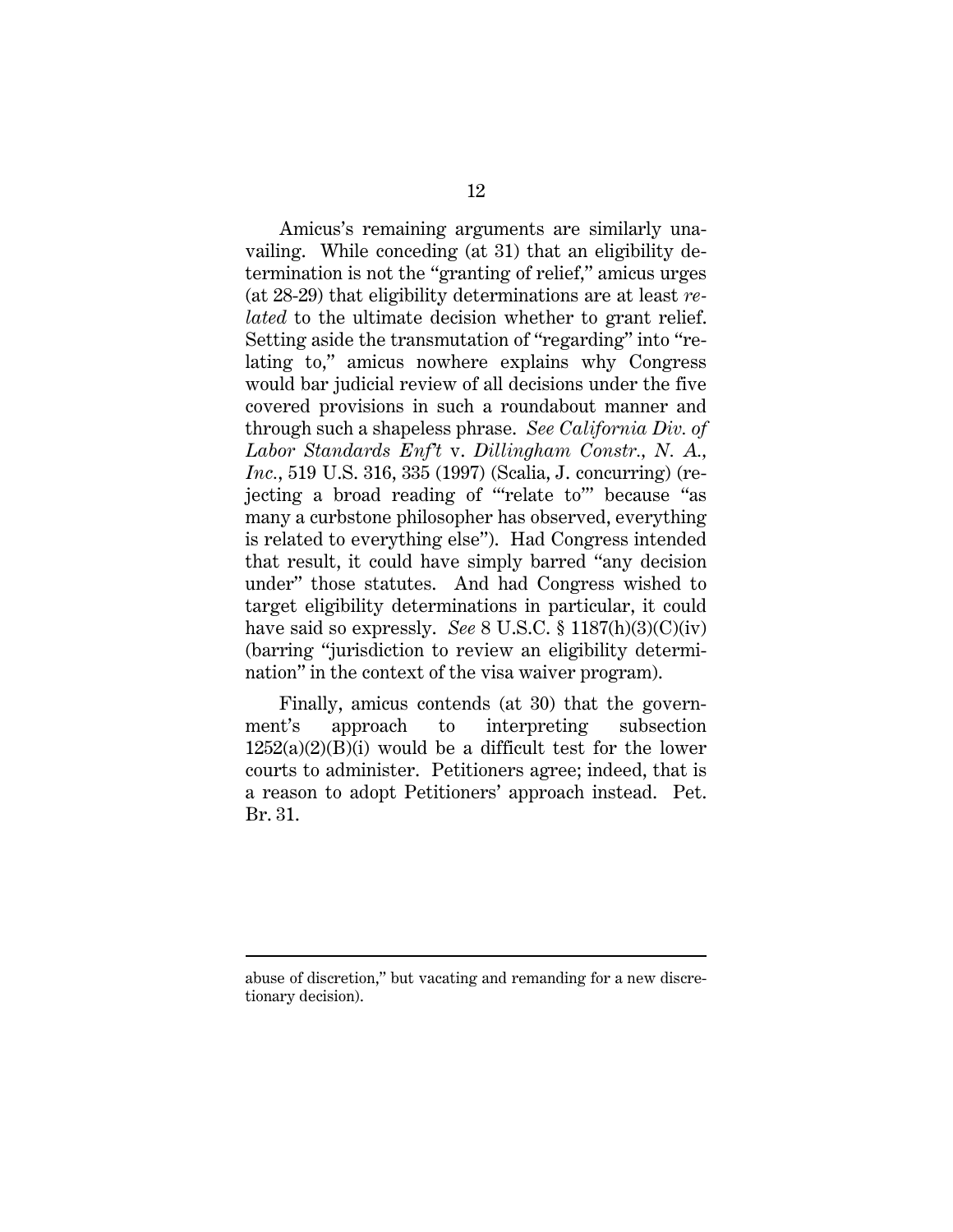Amicus's remaining arguments are similarly unavailing. While conceding (at 31) that an eligibility determination is not the "granting of relief," amicus urges (at 28-29) that eligibility determinations are at least *related* to the ultimate decision whether to grant relief. Setting aside the transmutation of "regarding" into "relating to," amicus nowhere explains why Congress would bar judicial review of all decisions under the five covered provisions in such a roundabout manner and through such a shapeless phrase. *See California Div. of Labor Standards Enf't* v. *Dillingham Constr., N. A., Inc.*, 519 U.S. 316, 335 (1997) (Scalia, J. concurring) (rejecting a broad reading of "'relate to'" because "as many a curbstone philosopher has observed, everything is related to everything else"). Had Congress intended that result, it could have simply barred "any decision under" those statutes. And had Congress wished to target eligibility determinations in particular, it could have said so expressly. *See* 8 U.S.C. § 1187(h)(3)(C)(iv) (barring "jurisdiction to review an eligibility determination" in the context of the visa waiver program).

Finally, amicus contends (at 30) that the government's approach to interpreting subsection 1252(a)(2)(B)(i) would be a difficult test for the lower courts to administer. Petitioners agree; indeed, that is a reason to adopt Petitioners' approach instead. Pet. Br. 31.

---

abuse of discretion," but vacating and remanding for a new discretionary decision).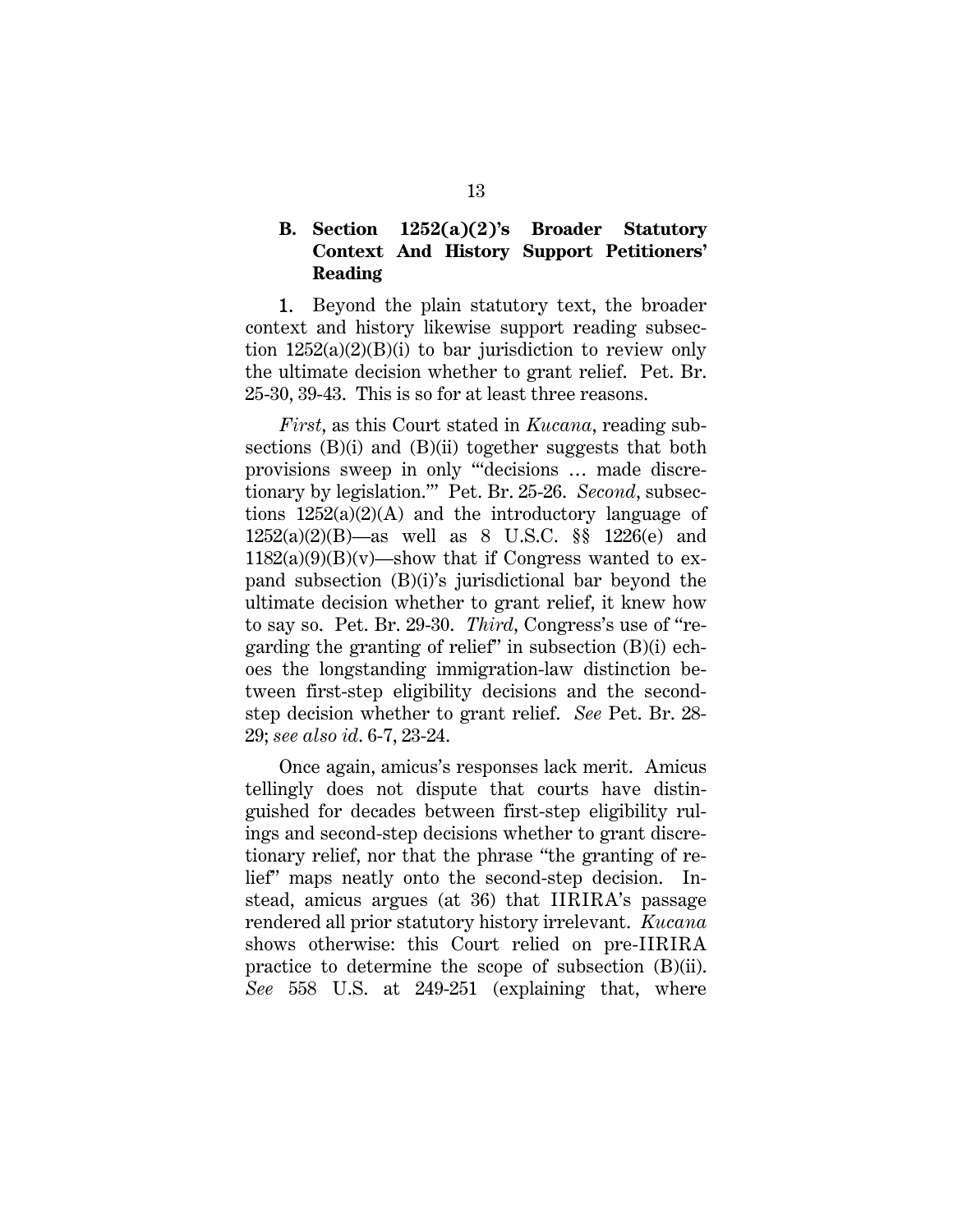### B. Section 1252(a)(2)'s Broader Statutory Context And History Support Petitioners' Reading

1. Beyond the plain statutory text, the broader context and history likewise support reading subsection 1252(a)(2)(B)(i) to bar jurisdiction to review only the ultimate decision whether to grant relief. Pet. Br. 25-30, 39-43. This is so for at least three reasons.

*First*, as this Court stated in *Kucana*, reading subsections (B)(i) and (B)(ii) together suggests that both provisions sweep in only "'decisions … made discretionary by legislation.'" Pet. Br. 25-26. *Second*, subsections 1252(a)(2)(A) and the introductory language of 1252(a)(2)(B)—as well as 8 U.S.C. §§ 1226(e) and 1182(a)(9)(B)(v)—show that if Congress wanted to expand subsection (B)(i)'s jurisdictional bar beyond the ultimate decision whether to grant relief, it knew how to say so. Pet. Br. 29-30. *Third*, Congress's use of "regarding the granting of relief" in subsection (B)(i) echoes the longstanding immigration-law distinction between first-step eligibility decisions and the second-step decision whether to grant relief. *See* Pet. Br. 28-29; *see also id*. 6-7, 23-24.

Once again, amicus's responses lack merit. Amicus tellingly does not dispute that courts have distinguished for decades between first-step eligibility rulings and second-step decisions whether to grant discretionary relief, nor that the phrase "the granting of relief" maps neatly onto the second-step decision. Instead, amicus argues (at 36) that IIRIRA's passage rendered all prior statutory history irrelevant. *Kucana* shows otherwise: this Court relied on pre-IIRIRA practice to determine the scope of subsection (B)(ii). *See* 558 U.S. at 249-251 (explaining that, where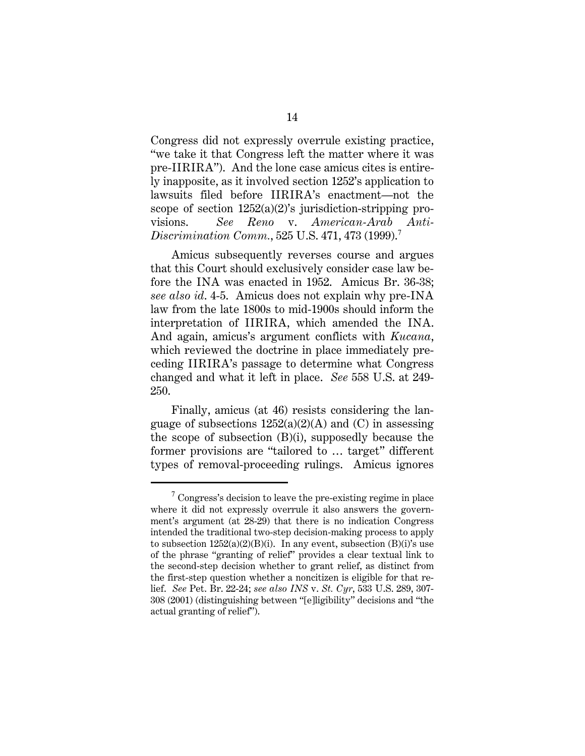Congress did not expressly overrule existing practice, "we take it that Congress left the matter where it was pre-IIRIRA"). And the lone case amicus cites is entirely inapposite, as it involved section 1252's application to lawsuits filed before IIRIRA's enactment—not the scope of section 1252(a)(2)'s jurisdiction-stripping provisions. *See Reno* v. *American-Arab Anti-Discrimination Comm.*, 525 U.S. 471, 473 (1999).[7]

Amicus subsequently reverses course and argues that this Court should exclusively consider case law before the INA was enacted in 1952. Amicus Br. 36-38; *see also id*. 4-5. Amicus does not explain why pre-INA law from the late 1800s to mid-1900s should inform the interpretation of IIRIRA, which amended the INA. And again, amicus's argument conflicts with *Kucana*, which reviewed the doctrine in place immediately preceding IIRIRA's passage to determine what Congress changed and what it left in place. *See* 558 U.S. at 249-250.

Finally, amicus (at 46) resists considering the language of subsections 1252(a)(2)(A) and (C) in assessing the scope of subsection (B)(i), supposedly because the former provisions are "tailored to … target" different types of removal-proceeding rulings. Amicus ignores

---

[7] Congress's decision to leave the pre-existing regime in place where it did not expressly overrule it also answers the government's argument (at 28-29) that there is no indication Congress intended the traditional two-step decision-making process to apply to subsection 1252(a)(2)(B)(i). In any event, subsection (B)(i)'s use of the phrase "granting of relief" provides a clear textual link to the second-step decision whether to grant relief, as distinct from the first-step question whether a noncitizen is eligible for that relief. *See* Pet. Br. 22-24; *see also INS* v. *St. Cyr*, 533 U.S. 289, 307-308 (2001) (distinguishing between "[e]ligibility" decisions and "the actual granting of relief").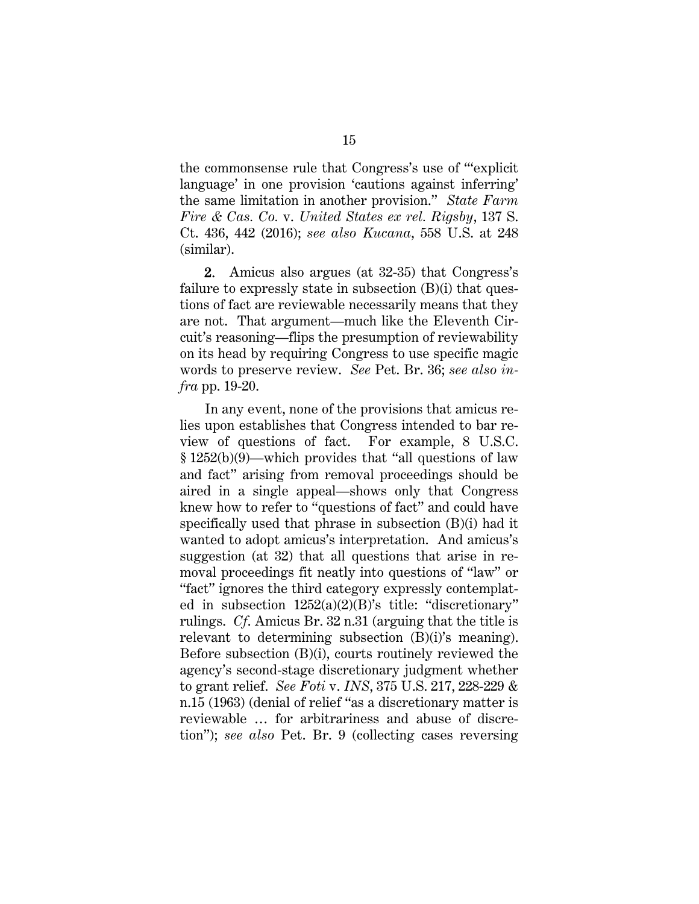the commonsense rule that Congress's use of "'explicit language' in one provision 'cautions against inferring' the same limitation in another provision." *State Farm Fire & Cas. Co.* v. *United States ex rel. Rigsby*, 137 S. Ct. 436, 442 (2016); *see also Kucana*, 558 U.S. at 248 (similar).

**2.** Amicus also argues (at 32-35) that Congress's failure to expressly state in subsection (B)(i) that questions of fact are reviewable necessarily means that they are not. That argument—much like the Eleventh Circuit's reasoning—flips the presumption of reviewability on its head by requiring Congress to use specific magic words to preserve review. *See* Pet. Br. 36; *see also infra* pp. 19-20.

In any event, none of the provisions that amicus relies upon establishes that Congress intended to bar review of questions of fact. For example, 8 U.S.C. § 1252(b)(9)—which provides that "all questions of law and fact" arising from removal proceedings should be aired in a single appeal—shows only that Congress knew how to refer to "questions of fact" and could have specifically used that phrase in subsection (B)(i) had it wanted to adopt amicus's interpretation. And amicus's suggestion (at 32) that all questions that arise in removal proceedings fit neatly into questions of "law" or "fact" ignores the third category expressly contemplated in subsection 1252(a)(2)(B)'s title: "discretionary" rulings. *Cf.* Amicus Br. 32 n.31 (arguing that the title is relevant to determining subsection (B)(i)'s meaning). Before subsection (B)(i), courts routinely reviewed the agency's second-stage discretionary judgment whether to grant relief. *See Foti* v. *INS*, 375 U.S. 217, 228-229 & n.15 (1963) (denial of relief "as a discretionary matter is reviewable … for arbitrariness and abuse of discretion"); *see also* Pet. Br. 9 (collecting cases reversing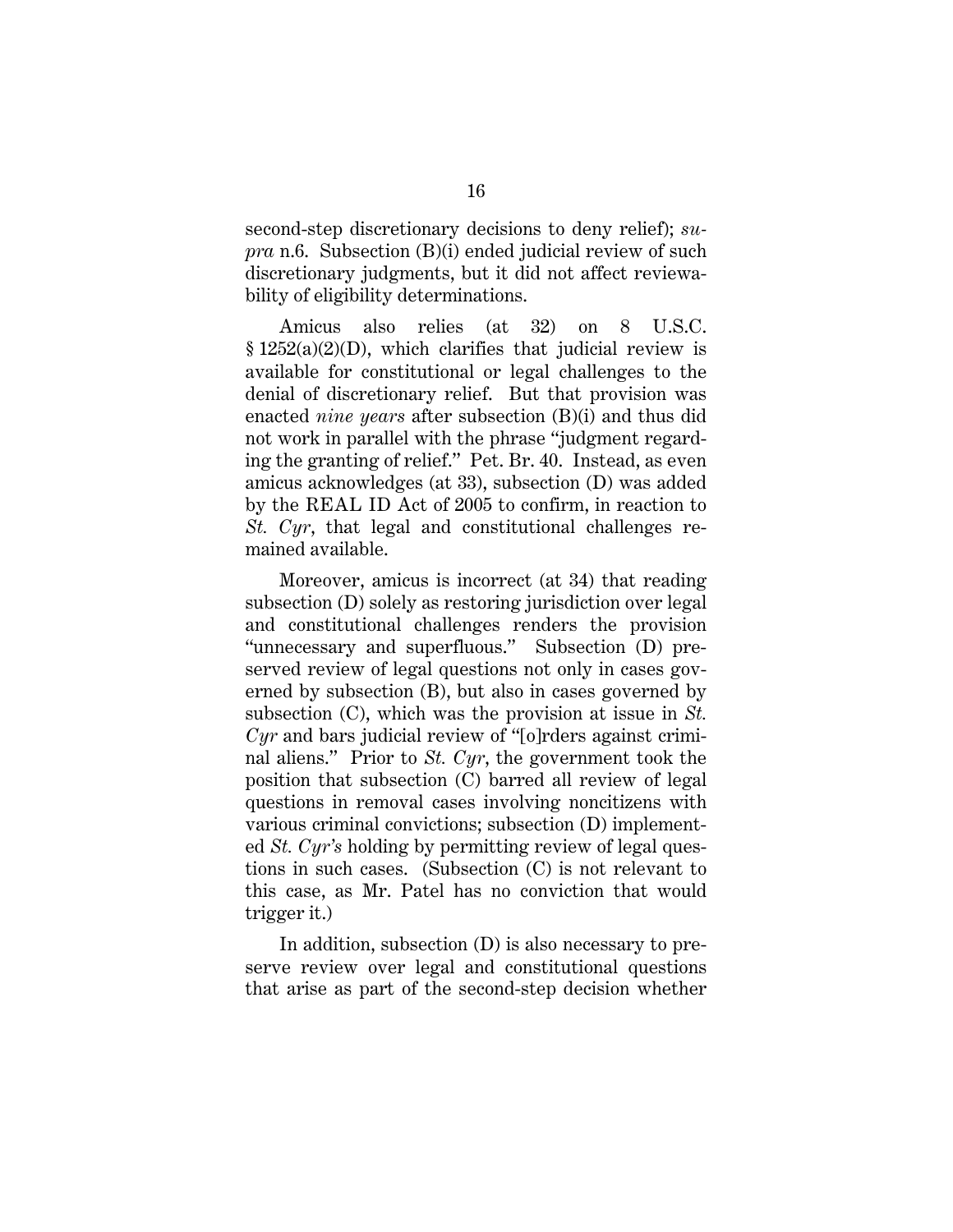second-step discretionary decisions to deny relief); *supra* n.6. Subsection (B)(i) ended judicial review of such discretionary judgments, but it did not affect reviewability of eligibility determinations.

Amicus also relies (at 32) on 8 U.S.C. § 1252(a)(2)(D), which clarifies that judicial review is available for constitutional or legal challenges to the denial of discretionary relief. But that provision was enacted *nine years* after subsection (B)(i) and thus did not work in parallel with the phrase "judgment regarding the granting of relief." Pet. Br. 40. Instead, as even amicus acknowledges (at 33), subsection (D) was added by the REAL ID Act of 2005 to confirm, in reaction to *St. Cyr*, that legal and constitutional challenges remained available.

Moreover, amicus is incorrect (at 34) that reading subsection (D) solely as restoring jurisdiction over legal and constitutional challenges renders the provision "unnecessary and superfluous." Subsection (D) preserved review of legal questions not only in cases governed by subsection (B), but also in cases governed by subsection (C), which was the provision at issue in *St. Cyr* and bars judicial review of "[o]rders against criminal aliens." Prior to *St. Cyr*, the government took the position that subsection (C) barred all review of legal questions in removal cases involving noncitizens with various criminal convictions; subsection (D) implemented *St. Cyr's* holding by permitting review of legal questions in such cases. (Subsection (C) is not relevant to this case, as Mr. Patel has no conviction that would trigger it.)

In addition, subsection (D) is also necessary to preserve review over legal and constitutional questions that arise as part of the second-step decision whether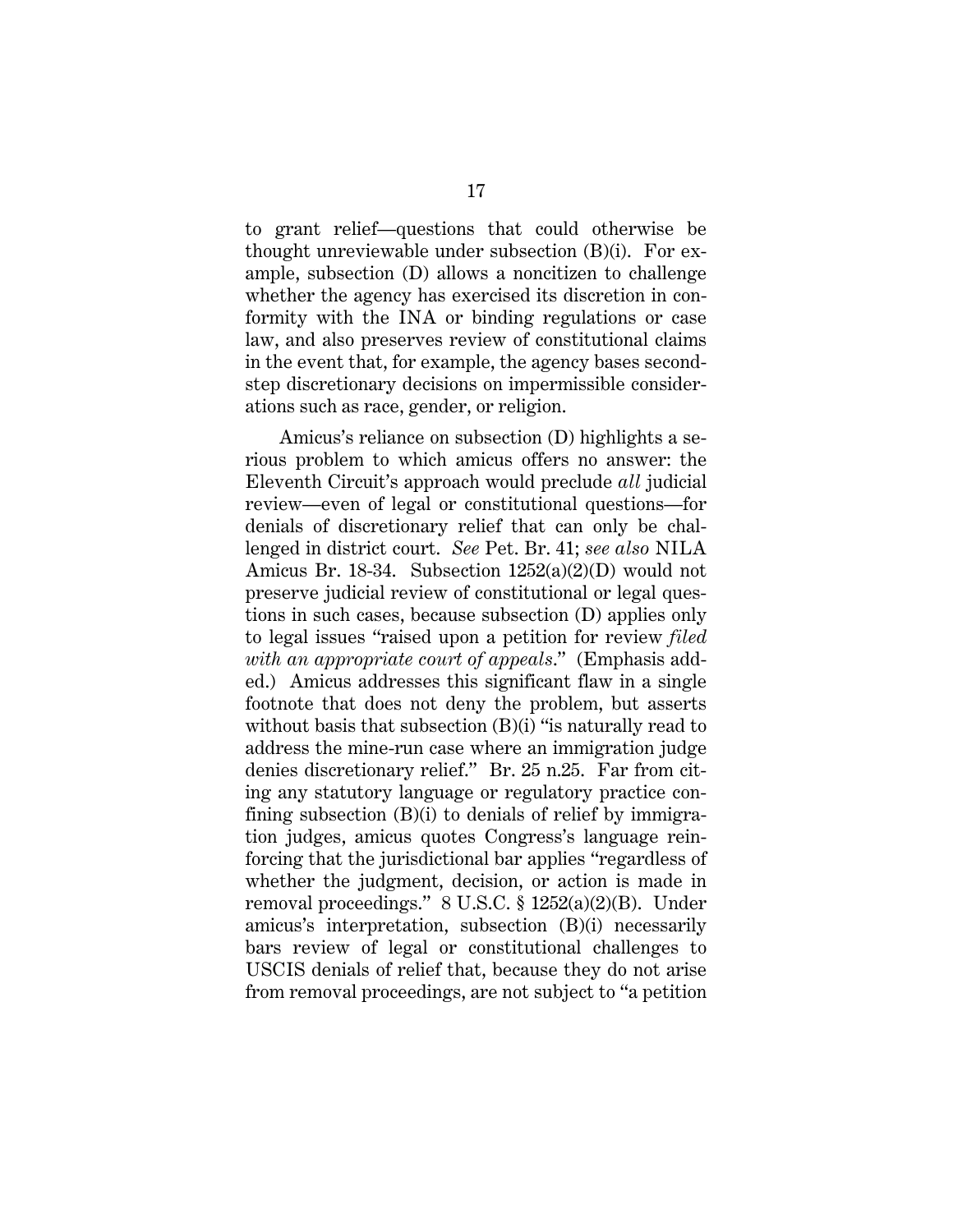to grant relief—questions that could otherwise be thought unreviewable under subsection (B)(i). For example, subsection (D) allows a noncitizen to challenge whether the agency has exercised its discretion in conformity with the INA or binding regulations or case law, and also preserves review of constitutional claims in the event that, for example, the agency bases second-step discretionary decisions on impermissible considerations such as race, gender, or religion.

Amicus's reliance on subsection (D) highlights a serious problem to which amicus offers no answer: the Eleventh Circuit's approach would preclude *all* judicial review—even of legal or constitutional questions—for denials of discretionary relief that can only be challenged in district court. *See* Pet. Br. 41; *see also* NILA Amicus Br. 18-34. Subsection 1252(a)(2)(D) would not preserve judicial review of constitutional or legal questions in such cases, because subsection (D) applies only to legal issues "raised upon a petition for review *filed with an appropriate court of appeals*." (Emphasis added.) Amicus addresses this significant flaw in a single footnote that does not deny the problem, but asserts without basis that subsection (B)(i) "is naturally read to address the mine-run case where an immigration judge denies discretionary relief." Br. 25 n.25. Far from citing any statutory language or regulatory practice confining subsection (B)(i) to denials of relief by immigration judges, amicus quotes Congress's language reinforcing that the jurisdictional bar applies "regardless of whether the judgment, decision, or action is made in removal proceedings." 8 U.S.C. § 1252(a)(2)(B). Under amicus's interpretation, subsection (B)(i) necessarily bars review of legal or constitutional challenges to USCIS denials of relief that, because they do not arise from removal proceedings, are not subject to "a petition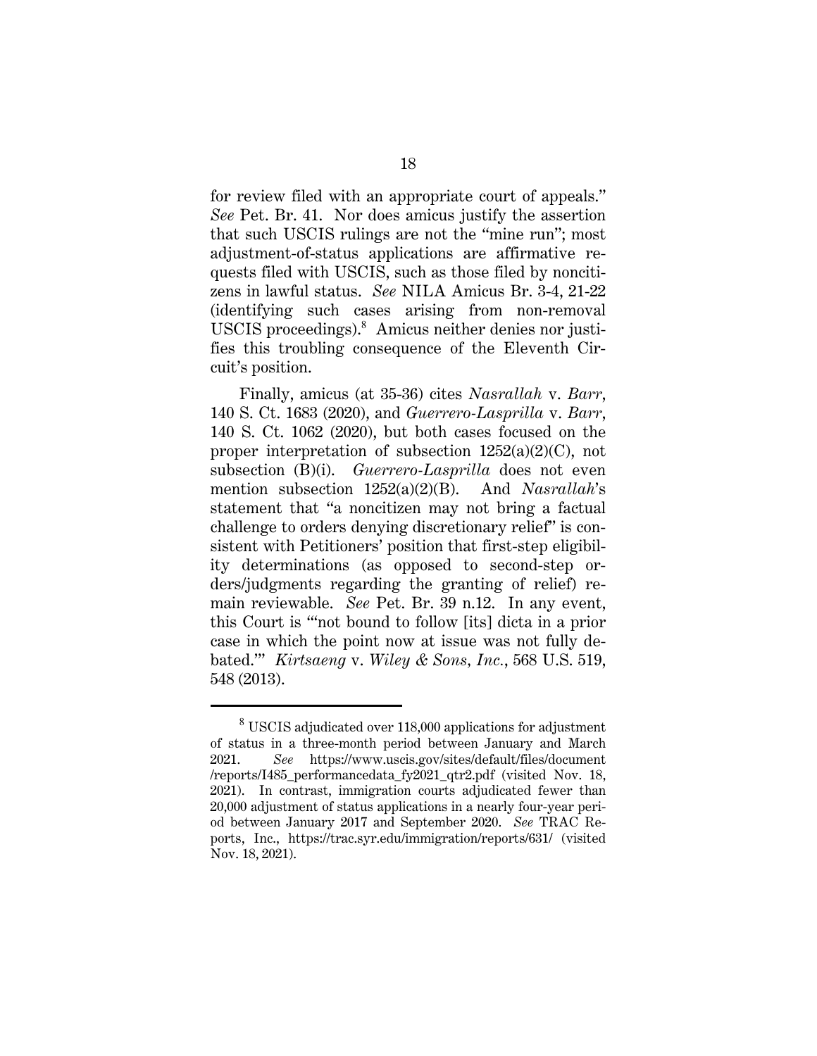for review filed with an appropriate court of appeals." *See* Pet. Br. 41. Nor does amicus justify the assertion that such USCIS rulings are not the "mine run"; most adjustment-of-status applications are affirmative requests filed with USCIS, such as those filed by noncitizens in lawful status. *See* NILA Amicus Br. 3-4, 21-22 (identifying such cases arising from non-removal USCIS proceedings).[8] Amicus neither denies nor justifies this troubling consequence of the Eleventh Circuit's position.

Finally, amicus (at 35-36) cites *Nasrallah* v. *Barr*, 140 S. Ct. 1683 (2020), and *Guerrero-Lasprilla* v. *Barr*, 140 S. Ct. 1062 (2020), but both cases focused on the proper interpretation of subsection 1252(a)(2)(C), not subsection (B)(i). *Guerrero-Lasprilla* does not even mention subsection 1252(a)(2)(B). And *Nasrallah*'s statement that "a noncitizen may not bring a factual challenge to orders denying discretionary relief" is consistent with Petitioners' position that first-step eligibility determinations (as opposed to second-step orders/judgments regarding the granting of relief) remain reviewable. *See* Pet. Br. 39 n.12. In any event, this Court is "'not bound to follow [its] dicta in a prior case in which the point now at issue was not fully debated.'" *Kirtsaeng* v. *Wiley & Sons, Inc.*, 568 U.S. 519, 548 (2013).

---

[8] USCIS adjudicated over 118,000 applications for adjustment of status in a three-month period between January and March 2021. *See* https://www.uscis.gov/sites/default/files/document/reports/I485_performancedata_fy2021_qtr2.pdf (visited Nov. 18, 2021). In contrast, immigration courts adjudicated fewer than 20,000 adjustment of status applications in a nearly four-year period between January 2017 and September 2020. *See* TRAC Reports, Inc., https://trac.syr.edu/immigration/reports/631/ (visited Nov. 18, 2021).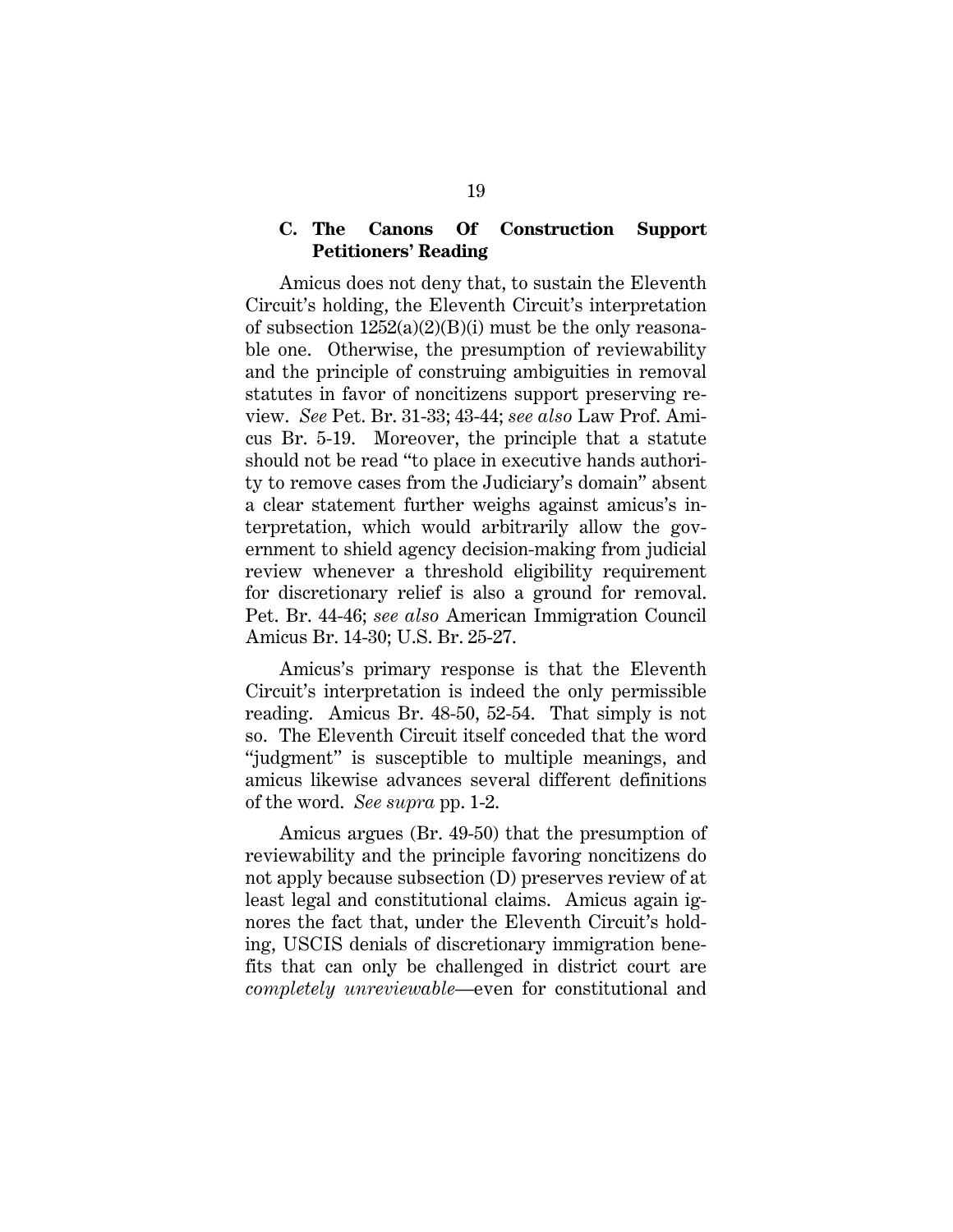### C. The Canons Of Construction Support Petitioners' Reading

Amicus does not deny that, to sustain the Eleventh Circuit's holding, the Eleventh Circuit's interpretation of subsection 1252(a)(2)(B)(i) must be the only reasonable one. Otherwise, the presumption of reviewability and the principle of construing ambiguities in removal statutes in favor of noncitizens support preserving review. *See* Pet. Br. 31-33; 43-44; *see also* Law Prof. Amicus Br. 5-19. Moreover, the principle that a statute should not be read "to place in executive hands authority to remove cases from the Judiciary's domain" absent a clear statement further weighs against amicus's interpretation, which would arbitrarily allow the government to shield agency decision-making from judicial review whenever a threshold eligibility requirement for discretionary relief is also a ground for removal. Pet. Br. 44-46; *see also* American Immigration Council Amicus Br. 14-30; U.S. Br. 25-27.

Amicus's primary response is that the Eleventh Circuit's interpretation is indeed the only permissible reading. Amicus Br. 48-50, 52-54. That simply is not so. The Eleventh Circuit itself conceded that the word "judgment" is susceptible to multiple meanings, and amicus likewise advances several different definitions of the word. *See supra* pp. 1-2.

Amicus argues (Br. 49-50) that the presumption of reviewability and the principle favoring noncitizens do not apply because subsection (D) preserves review of at least legal and constitutional claims. Amicus again ignores the fact that, under the Eleventh Circuit's holding, USCIS denials of discretionary immigration benefits that can only be challenged in district court are *completely unreviewable*—even for constitutional and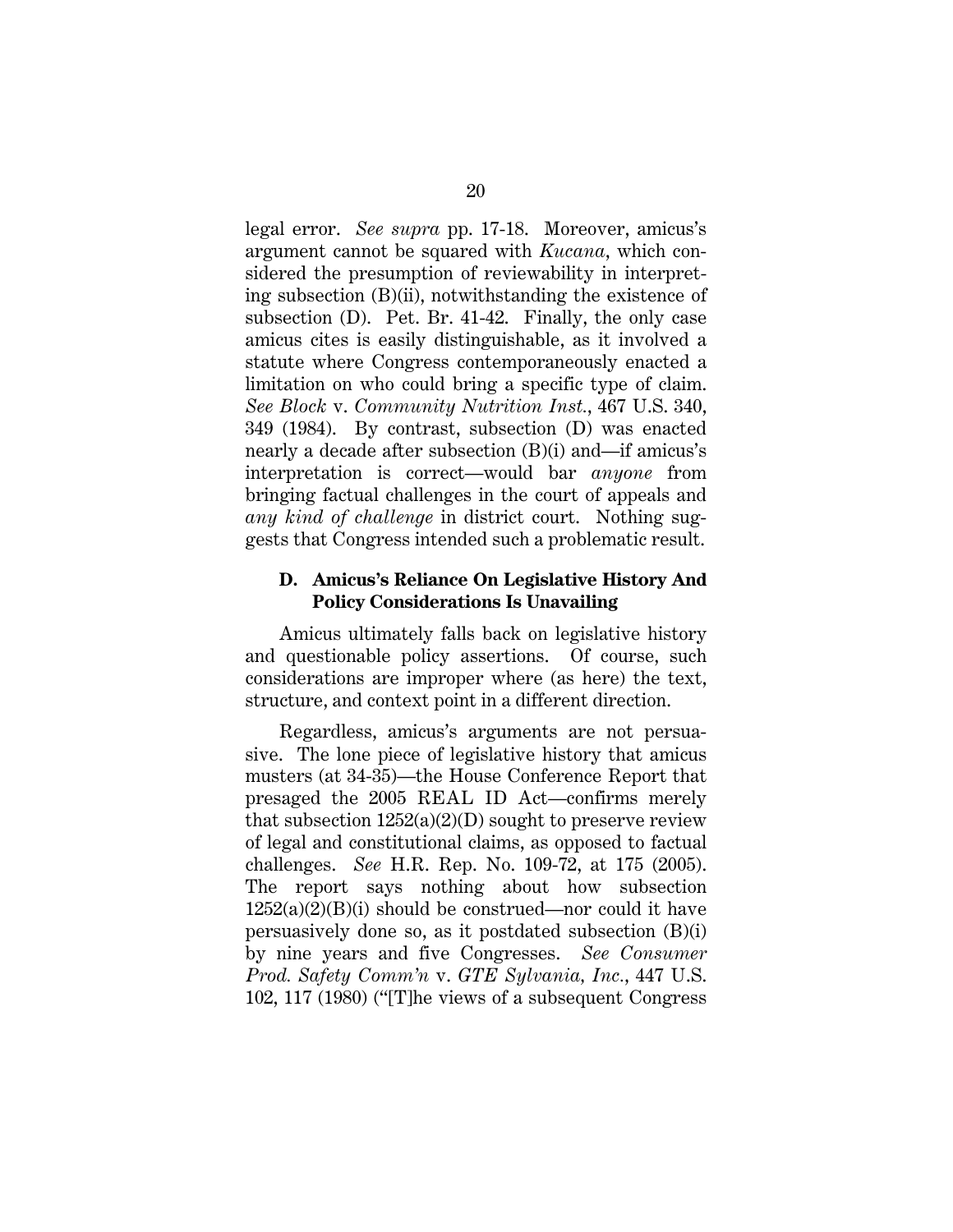legal error. *See supra* pp. 17-18. Moreover, amicus's argument cannot be squared with *Kucana*, which considered the presumption of reviewability in interpreting subsection (B)(ii), notwithstanding the existence of subsection (D). Pet. Br. 41-42. Finally, the only case amicus cites is easily distinguishable, as it involved a statute where Congress contemporaneously enacted a limitation on who could bring a specific type of claim. *See Block* v. *Community Nutrition Inst.*, 467 U.S. 340, 349 (1984). By contrast, subsection (D) was enacted nearly a decade after subsection (B)(i) and—if amicus's interpretation is correct—would bar *anyone* from bringing factual challenges in the court of appeals and *any kind of challenge* in district court. Nothing suggests that Congress intended such a problematic result.

### D. Amicus's Reliance On Legislative History And Policy Considerations Is Unavailing

Amicus ultimately falls back on legislative history and questionable policy assertions. Of course, such considerations are improper where (as here) the text, structure, and context point in a different direction.

Regardless, amicus's arguments are not persuasive. The lone piece of legislative history that amicus musters (at 34-35)—the House Conference Report that presaged the 2005 REAL ID Act—confirms merely that subsection 1252(a)(2)(D) sought to preserve review of legal and constitutional claims, as opposed to factual challenges. *See* H.R. Rep. No. 109-72, at 175 (2005). The report says nothing about how subsection 1252(a)(2)(B)(i) should be construed—nor could it have persuasively done so, as it postdated subsection (B)(i) by nine years and five Congresses. *See Consumer Prod. Safety Comm'n* v. *GTE Sylvania, Inc.*, 447 U.S. 102, 117 (1980) ("[T]he views of a subsequent Congress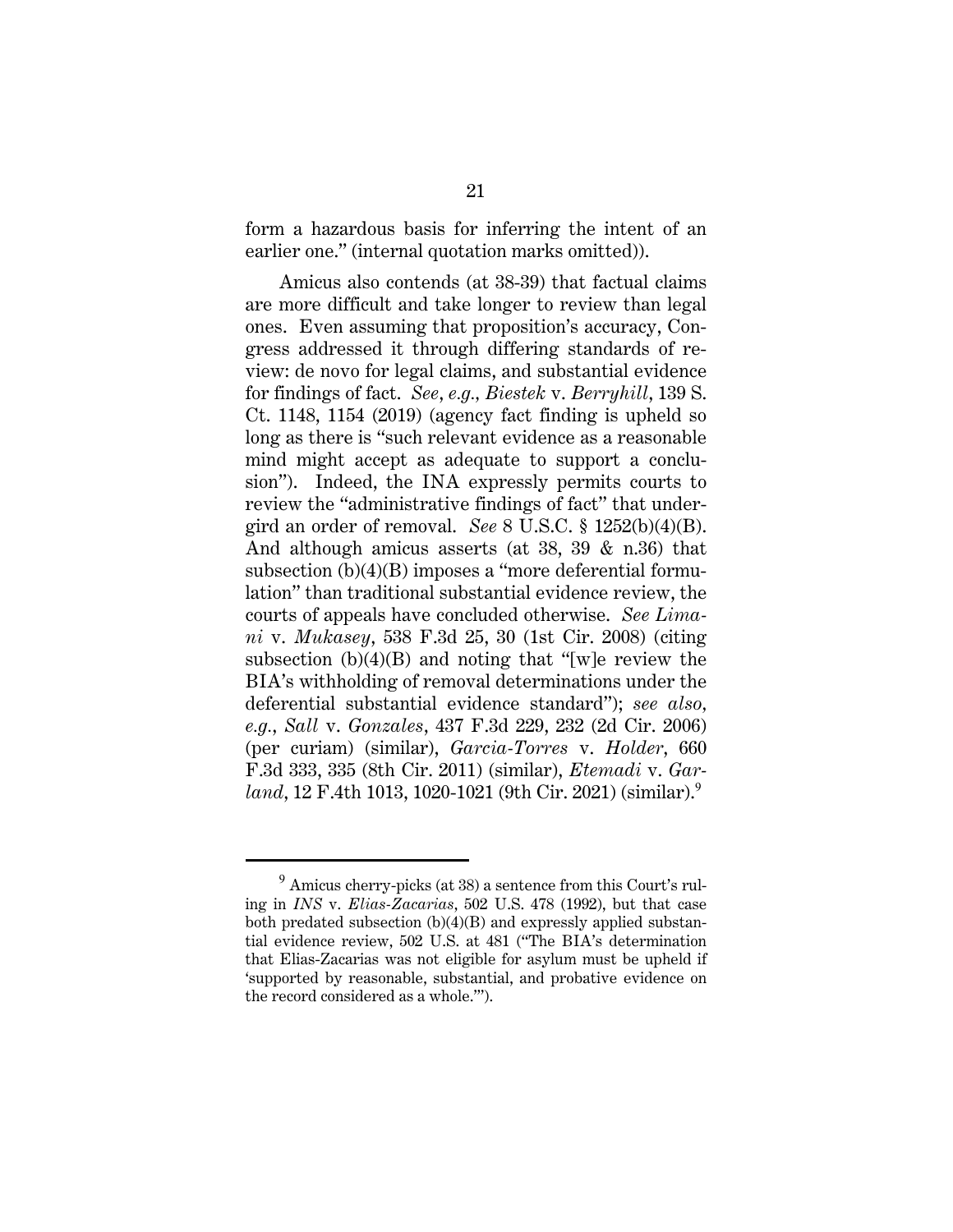form a hazardous basis for inferring the intent of an earlier one." (internal quotation marks omitted)).

Amicus also contends (at 38-39) that factual claims are more difficult and take longer to review than legal ones. Even assuming that proposition's accuracy, Congress addressed it through differing standards of review: de novo for legal claims, and substantial evidence for findings of fact. *See*, *e.g.*, *Biestek* v. *Berryhill*, 139 S. Ct. 1148, 1154 (2019) (agency fact finding is upheld so long as there is "such relevant evidence as a reasonable mind might accept as adequate to support a conclusion"). Indeed, the INA expressly permits courts to review the "administrative findings of fact" that undergird an order of removal. *See* 8 U.S.C. § 1252(b)(4)(B). And although amicus asserts (at 38, 39 & n.36) that subsection (b)(4)(B) imposes a "more deferential formulation" than traditional substantial evidence review, the courts of appeals have concluded otherwise. *See Limani* v. *Mukasey*, 538 F.3d 25, 30 (1st Cir. 2008) (citing subsection (b)(4)(B) and noting that "[w]e review the BIA's withholding of removal determinations under the deferential substantial evidence standard"); *see also*, *e.g.*, *Sall* v. *Gonzales*, 437 F.3d 229, 232 (2d Cir. 2006) (per curiam) (similar), *Garcia-Torres* v. *Holder*, 660 F.3d 333, 335 (8th Cir. 2011) (similar), *Etemadi* v. *Garland*, 12 F.4th 1013, 1020-1021 (9th Cir. 2021) (similar).[9]

---

[9] Amicus cherry-picks (at 38) a sentence from this Court's ruling in *INS* v. *Elias-Zacarias*, 502 U.S. 478 (1992), but that case both predated subsection (b)(4)(B) and expressly applied substantial evidence review, 502 U.S. at 481 ("The BIA's determination that Elias-Zacarias was not eligible for asylum must be upheld if 'supported by reasonable, substantial, and probative evidence on the record considered as a whole.'").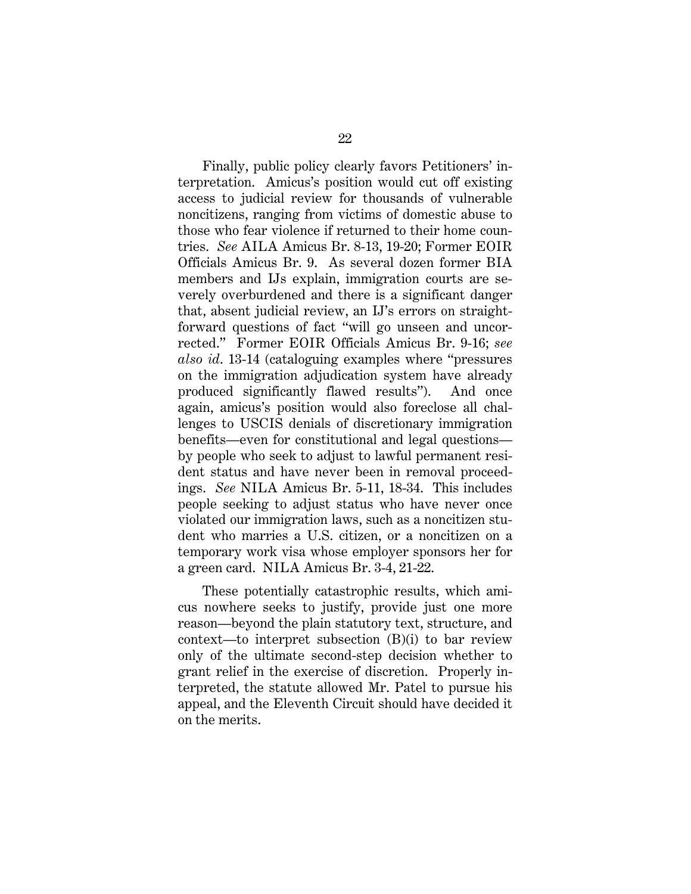Finally, public policy clearly favors Petitioners' interpretation. Amicus's position would cut off existing access to judicial review for thousands of vulnerable noncitizens, ranging from victims of domestic abuse to those who fear violence if returned to their home countries. *See* AILA Amicus Br. 8-13, 19-20; Former EOIR Officials Amicus Br. 9. As several dozen former BIA members and IJs explain, immigration courts are severely overburdened and there is a significant danger that, absent judicial review, an IJ's errors on straightforward questions of fact "will go unseen and uncorrected." Former EOIR Officials Amicus Br. 9-16; *see also id.* 13-14 (cataloguing examples where "pressures on the immigration adjudication system have already produced significantly flawed results"). And once again, amicus's position would also foreclose all challenges to USCIS denials of discretionary immigration benefits—even for constitutional and legal questions—by people who seek to adjust to lawful permanent resident status and have never been in removal proceedings. *See* NILA Amicus Br. 5-11, 18-34. This includes people seeking to adjust status who have never once violated our immigration laws, such as a noncitizen student who marries a U.S. citizen, or a noncitizen on a temporary work visa whose employer sponsors her for a green card. NILA Amicus Br. 3-4, 21-22.

These potentially catastrophic results, which amicus nowhere seeks to justify, provide just one more reason—beyond the plain statutory text, structure, and context—to interpret subsection (B)(i) to bar review only of the ultimate second-step decision whether to grant relief in the exercise of discretion. Properly interpreted, the statute allowed Mr. Patel to pursue his appeal, and the Eleventh Circuit should have decided it on the merits.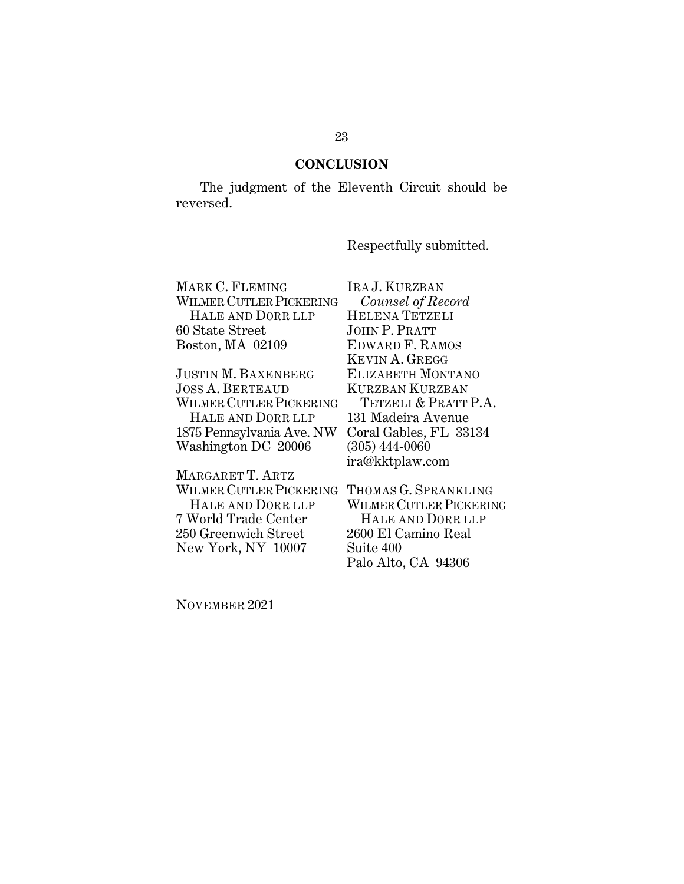## CONCLUSION

The judgment of the Eleventh Circuit should be reversed.

Respectfully submitted.

IRA J. KURZBAN
*Counsel of Record*
HELENA TETZELI
JOHN P. PRATT
EDWARD F. RAMOS
KEVIN A. GREGG
ELIZABETH MONTANO
KURZBAN KURZBAN
TETZELI & PRATT P.A.
131 Madeira Avenue
Coral Gables, FL 33134
(305) 444-0060
ira@kktplaw.com

MARK C. FLEMING
WILMER CUTLER PICKERING
HALE AND DORR LLP
60 State Street
Boston, MA 02109

JUSTIN M. BAXENBERG
JOSS A. BERTEAUD
WILMER CUTLER PICKERING
HALE AND DORR LLP
1875 Pennsylvania Ave. NW
Washington DC 20006

MARGARET T. ARTZ
WILMER CUTLER PICKERING
HALE AND DORR LLP
7 World Trade Center
250 Greenwich Street
New York, NY 10007

THOMAS G. SPRANKLING
WILMER CUTLER PICKERING
HALE AND DORR LLP
2600 El Camino Real
Suite 400
Palo Alto, CA 94306

NOVEMBER 2021